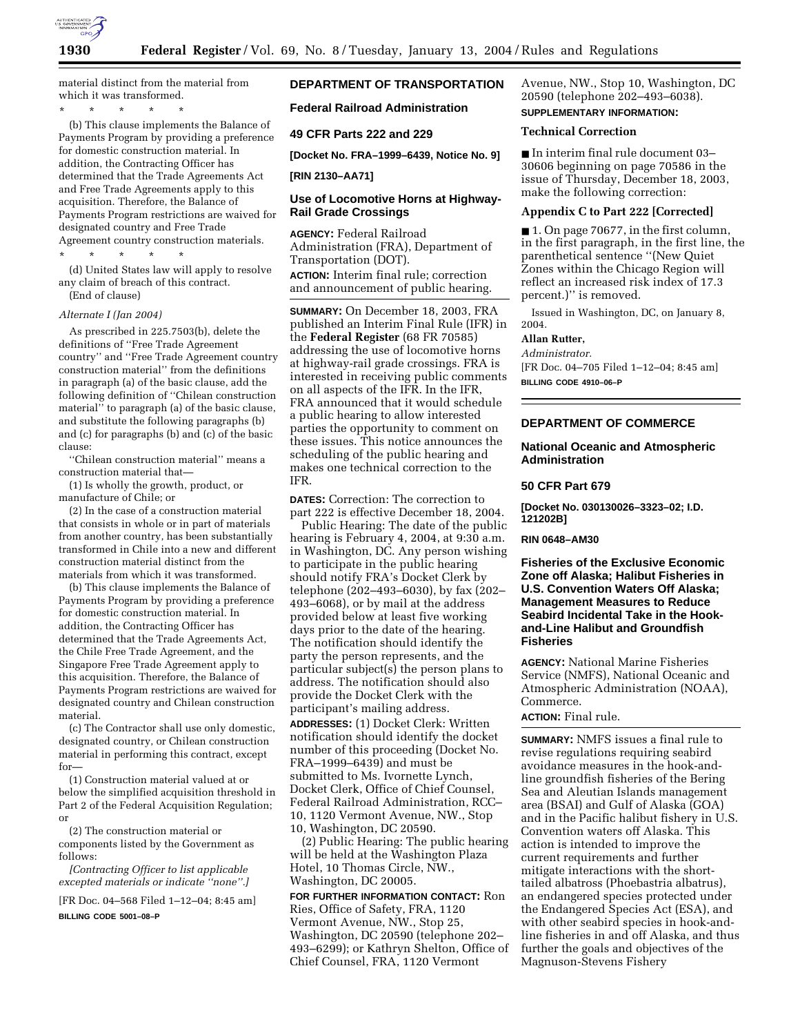material distinct from the material from which it was transformed.

\* \* \* \* \*

(b) This clause implements the Balance of Payments Program by providing a preference for domestic construction material. In addition, the Contracting Officer has determined that the Trade Agreements Act and Free Trade Agreements apply to this acquisition. Therefore, the Balance of Payments Program restrictions are waived for designated country and Free Trade Agreement country construction materials.

\* \* \* \* \*

(d) United States law will apply to resolve any claim of breach of this contract.

(End of clause)

*Alternate I (Jan 2004)*

As prescribed in 225.7503(b), delete the definitions of ''Free Trade Agreement country'' and ''Free Trade Agreement country construction material'' from the definitions in paragraph (a) of the basic clause, add the following definition of ''Chilean construction material'' to paragraph (a) of the basic clause, and substitute the following paragraphs (b) and (c) for paragraphs (b) and (c) of the basic clause:

''Chilean construction material'' means a construction material that—

(1) Is wholly the growth, product, or manufacture of Chile; or

(2) In the case of a construction material that consists in whole or in part of materials from another country, has been substantially transformed in Chile into a new and different construction material distinct from the materials from which it was transformed.

(b) This clause implements the Balance of Payments Program by providing a preference for domestic construction material. In addition, the Contracting Officer has determined that the Trade Agreements Act, the Chile Free Trade Agreement, and the Singapore Free Trade Agreement apply to this acquisition. Therefore, the Balance of Payments Program restrictions are waived for designated country and Chilean construction material.

(c) The Contractor shall use only domestic, designated country, or Chilean construction material in performing this contract, except for—

(1) Construction material valued at or below the simplified acquisition threshold in Part 2 of the Federal Acquisition Regulation; or

(2) The construction material or components listed by the Government as follows:

*[Contracting Officer to list applicable excepted materials or indicate ''none''.]*

[FR Doc. 04–568 Filed 1–12–04; 8:45 am]

**BILLING CODE 5001–08–P**

## DEPARTMENT OF TRANSPORTATION

### Federal Railroad Administration

### 49 CFR Parts 222 and 229

**[Docket No. FRA–1999–6439, Notice No. 9]**

**[RIN 2130–AA71]**

### Use of Locomotive Horns at Highway-Rail Grade Crossings

**AGENCY:** Federal Railroad Administration (FRA), Department of Transportation (DOT).

**ACTION:** Interim final rule; correction and announcement of public hearing.

**SUMMARY:** On December 18, 2003, FRA published an Interim Final Rule (IFR) in the **Federal Register** (68 FR 70585) addressing the use of locomotive horns at highway-rail grade crossings. FRA is interested in receiving public comments on all aspects of the IFR. In the IFR, FRA announced that it would schedule a public hearing to allow interested parties the opportunity to comment on these issues. This notice announces the scheduling of the public hearing and makes one technical correction to the IFR.

**DATES:** Correction: The correction to part 222 is effective December 18, 2004.

Public Hearing: The date of the public hearing is February 4, 2004, at 9:30 a.m. in Washington, DC. Any person wishing to participate in the public hearing should notify FRA's Docket Clerk by telephone (202–493–6030), by fax (202–493–6068), or by mail at the address provided below at least five working days prior to the date of the hearing. The notification should identify the party the person represents, and the particular subject(s) the person plans to address. The notification should also provide the Docket Clerk with the participant's mailing address.

**ADDRESSES:** (1) Docket Clerk: Written notification should identify the docket number of this proceeding (Docket No. FRA–1999–6439) and must be submitted to Ms. Ivornette Lynch, Docket Clerk, Office of Chief Counsel, Federal Railroad Administration, RCC–10, 1120 Vermont Avenue, NW., Stop 10, Washington, DC 20590.

(2) Public Hearing: The public hearing will be held at the Washington Plaza Hotel, 10 Thomas Circle, NW., Washington, DC 20005.

**FOR FURTHER INFORMATION CONTACT:** Ron Ries, Office of Safety, FRA, 1120 Vermont Avenue, NW., Stop 25, Washington, DC 20590 (telephone 202–493–6299); or Kathryn Shelton, Office of Chief Counsel, FRA, 1120 Vermont Avenue, NW., Stop 10, Washington, DC 20590 (telephone 202–493–6038).

**SUPPLEMENTARY INFORMATION:**

#### Technical Correction

■ In interim final rule document 03–30606 beginning on page 70586 in the issue of Thursday, December 18, 2003, make the following correction:

#### Appendix C to Part 222 [Corrected]

■ 1. On page 70677, in the first column, in the first paragraph, in the first line, the parenthetical sentence ''(New Quiet Zones within the Chicago Region will reflect an increased risk index of 17.3 percent.)'' is removed.

Issued in Washington, DC, on January 8, 2004.

**Allan Rutter,**

*Administrator.*

[FR Doc. 04–705 Filed 1–12–04; 8:45 am]

**BILLING CODE 4910–06–P**

## DEPARTMENT OF COMMERCE

### National Oceanic and Atmospheric Administration

### 50 CFR Part 679

**[Docket No. 030130026–3323–02; I.D. 121202B]**

**RIN 0648–AM30**

### Fisheries of the Exclusive Economic Zone off Alaska; Halibut Fisheries in U.S. Convention Waters Off Alaska; Management Measures to Reduce Seabird Incidental Take in the Hook-and-Line Halibut and Groundfish Fisheries

**AGENCY:** National Marine Fisheries Service (NMFS), National Oceanic and Atmospheric Administration (NOAA), Commerce.

**ACTION:** Final rule.

**SUMMARY:** NMFS issues a final rule to revise regulations requiring seabird avoidance measures in the hook-and-line groundfish fisheries of the Bering Sea and Aleutian Islands management area (BSAI) and Gulf of Alaska (GOA) and in the Pacific halibut fishery in U.S. Convention waters off Alaska. This action is intended to improve the current requirements and further mitigate interactions with the short-tailed albatross (Phoebastria albatrus), an endangered species protected under the Endangered Species Act (ESA), and with other seabird species in hook-and-line fisheries in and off Alaska, and thus further the goals and objectives of the Magnuson-Stevens Fishery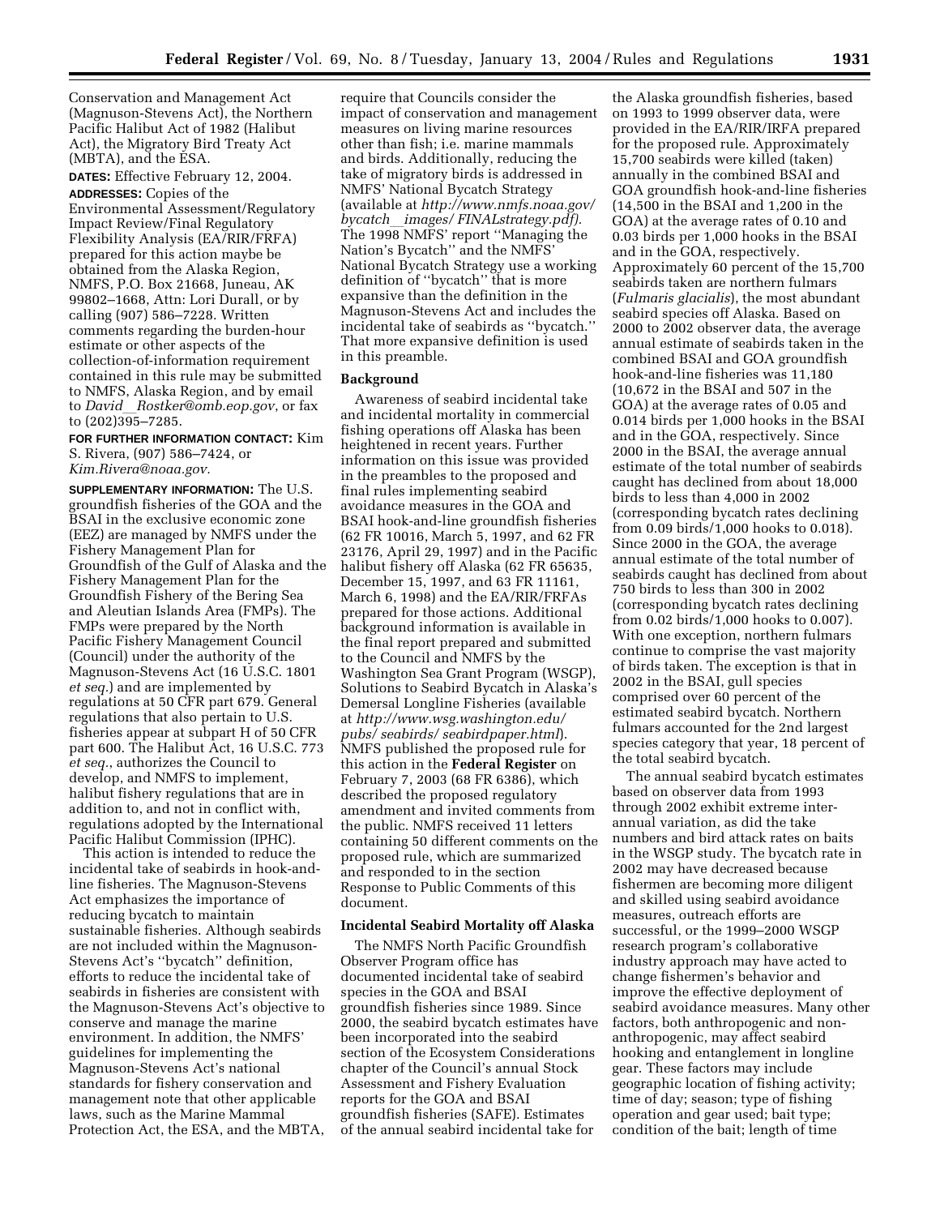Conservation and Management Act (Magnuson-Stevens Act), the Northern Pacific Halibut Act of 1982 (Halibut Act), the Migratory Bird Treaty Act (MBTA), and the ESA.

**DATES:** Effective February 12, 2004.

**ADDRESSES:** Copies of the Environmental Assessment/Regulatory Impact Review/Final Regulatory Flexibility Analysis (EA/RIR/FRFA) prepared for this action maybe be obtained from the Alaska Region, NMFS, P.O. Box 21668, Juneau, AK 99802–1668, Attn: Lori Durall, or by calling (907) 586–7228. Written comments regarding the burden-hour estimate or other aspects of the collection-of-information requirement contained in this rule may be submitted to NMFS, Alaska Region, and by email to *David_Rostker@omb.eop.gov*, or fax to (202)395–7285.

**FOR FURTHER INFORMATION CONTACT:** Kim S. Rivera, (907) 586–7424, or *Kim.Rivera@noaa.gov.*

**SUPPLEMENTARY INFORMATION:** The U.S. groundfish fisheries of the GOA and the BSAI in the exclusive economic zone (EEZ) are managed by NMFS under the Fishery Management Plan for Groundfish of the Gulf of Alaska and the Fishery Management Plan for the Groundfish Fishery of the Bering Sea and Aleutian Islands Area (FMPs). The FMPs were prepared by the North Pacific Fishery Management Council (Council) under the authority of the Magnuson-Stevens Act (16 U.S.C. 1801 *et seq.*) and are implemented by regulations at 50 CFR part 679. General regulations that also pertain to U.S. fisheries appear at subpart H of 50 CFR part 600. The Halibut Act, 16 U.S.C. 773 *et seq.*, authorizes the Council to develop, and NMFS to implement, halibut fishery regulations that are in addition to, and not in conflict with, regulations adopted by the International Pacific Halibut Commission (IPHC).

This action is intended to reduce the incidental take of seabirds in hook-and-line fisheries. The Magnuson-Stevens Act emphasizes the importance of reducing bycatch to maintain sustainable fisheries. Although seabirds are not included within the Magnuson-Stevens Act's "bycatch" definition, efforts to reduce the incidental take of seabirds in fisheries are consistent with the Magnuson-Stevens Act's objective to conserve and manage the marine environment. In addition, the NMFS' guidelines for implementing the Magnuson-Stevens Act's national standards for fishery conservation and management note that other applicable laws, such as the Marine Mammal Protection Act, the ESA, and the MBTA, require that Councils consider the impact of conservation and management measures on living marine resources other than fish; i.e. marine mammals and birds. Additionally, reducing the take of migratory birds is addressed in NMFS' National Bycatch Strategy (available at *http://www.nmfs.noaa.gov/bycatch_images/FINALstrategy.pdf).* The 1998 NMFS' report "Managing the Nation's Bycatch" and the NMFS' National Bycatch Strategy use a working definition of "bycatch" that is more expansive than the definition in the Magnuson-Stevens Act and includes the incidental take of seabirds as "bycatch." That more expansive definition is used in this preamble.

## Background

Awareness of seabird incidental take and incidental mortality in commercial fishing operations off Alaska has been heightened in recent years. Further information on this issue was provided in the preambles to the proposed and final rules implementing seabird avoidance measures in the GOA and BSAI hook-and-line groundfish fisheries (62 FR 10016, March 5, 1997, and 62 FR 23176, April 29, 1997) and in the Pacific halibut fishery off Alaska (62 FR 65635, December 15, 1997, and 63 FR 11161, March 6, 1998) and the EA/RIR/FRFAs prepared for those actions. Additional background information is available in the final report prepared and submitted to the Council and NMFS by the Washington Sea Grant Program (WSGP), Solutions to Seabird Bycatch in Alaska's Demersal Longline Fisheries (available at *http://www.wsg.washington.edu/pubs/seabirds/seabirdpaper.html*). NMFS published the proposed rule for this action in the **Federal Register** on February 7, 2003 (68 FR 6386), which described the proposed regulatory amendment and invited comments from the public. NMFS received 11 letters containing 50 different comments on the proposed rule, which are summarized and responded to in the section Response to Public Comments of this document.

## Incidental Seabird Mortality off Alaska

The NMFS North Pacific Groundfish Observer Program office has documented incidental take of seabird species in the GOA and BSAI groundfish fisheries since 1989. Since 2000, the seabird bycatch estimates have been incorporated into the seabird section of the Ecosystem Considerations chapter of the Council's annual Stock Assessment and Fishery Evaluation reports for the GOA and BSAI groundfish fisheries (SAFE). Estimates of the annual seabird incidental take for the Alaska groundfish fisheries, based on 1993 to 1999 observer data, were provided in the EA/RIR/IRFA prepared for the proposed rule. Approximately 15,700 seabirds were killed (taken) annually in the combined BSAI and GOA groundfish hook-and-line fisheries (14,500 in the BSAI and 1,200 in the GOA) at the average rates of 0.10 and 0.03 birds per 1,000 hooks in the BSAI and in the GOA, respectively. Approximately 60 percent of the 15,700 seabirds taken are northern fulmars (*Fulmaris glacialis*), the most abundant seabird species off Alaska. Based on 2000 to 2002 observer data, the average annual estimate of seabirds taken in the combined BSAI and GOA groundfish hook-and-line fisheries was 11,180 (10,672 in the BSAI and 507 in the GOA) at the average rates of 0.05 and 0.014 birds per 1,000 hooks in the BSAI and in the GOA, respectively. Since 2000 in the BSAI, the average annual estimate of the total number of seabirds caught has declined from about 18,000 birds to less than 4,000 in 2002 (corresponding bycatch rates declining from 0.09 birds/1,000 hooks to 0.018). Since 2000 in the GOA, the average annual estimate of the total number of seabirds caught has declined from about 750 birds to less than 300 in 2002 (corresponding bycatch rates declining from 0.02 birds/1,000 hooks to 0.007). With one exception, northern fulmars continue to comprise the vast majority of birds taken. The exception is that in 2002 in the BSAI, gull species comprised over 60 percent of the estimated seabird bycatch. Northern fulmars accounted for the 2nd largest species category that year, 18 percent of the total seabird bycatch.

The annual seabird bycatch estimates based on observer data from 1993 through 2002 exhibit extreme inter-annual variation, as did the take numbers and bird attack rates on baits in the WSGP study. The bycatch rate in 2002 may have decreased because fishermen are becoming more diligent and skilled using seabird avoidance measures, outreach efforts are successful, or the 1999–2000 WSGP research program's collaborative industry approach may have acted to change fishermen's behavior and improve the effective deployment of seabird avoidance measures. Many other factors, both anthropogenic and non-anthropogenic, may affect seabird hooking and entanglement in longline gear. These factors may include geographic location of fishing activity; time of day; season; type of fishing operation and gear used; bait type; condition of the bait; length of time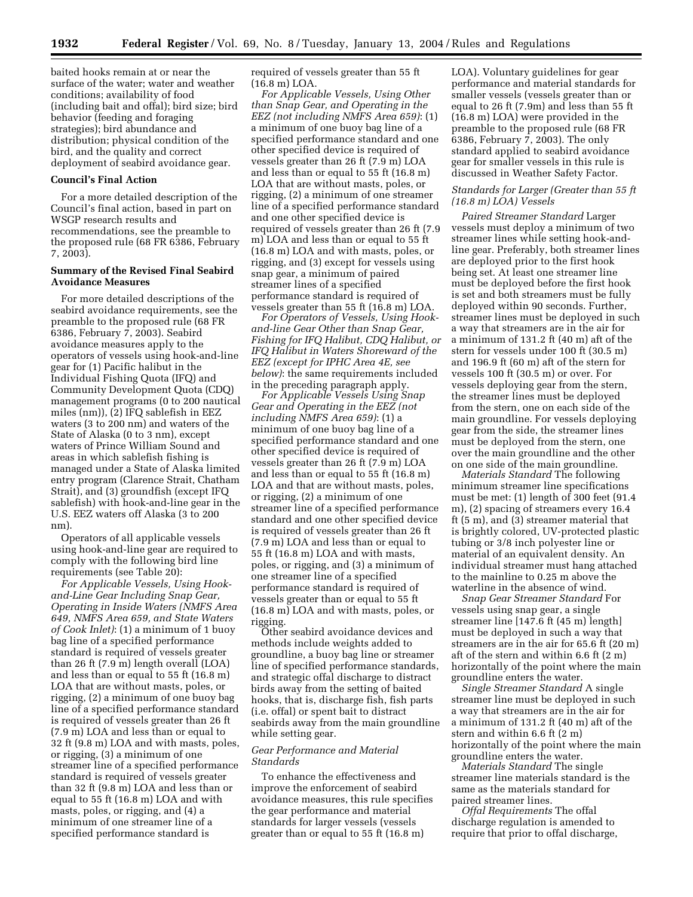baited hooks remain at or near the surface of the water; water and weather conditions; availability of food (including bait and offal); bird size; bird behavior (feeding and foraging strategies); bird abundance and distribution; physical condition of the bird, and the quality and correct deployment of seabird avoidance gear.

**Council's Final Action**

For a more detailed description of the Council's final action, based in part on WSGP research results and recommendations, see the preamble to the proposed rule (68 FR 6386, February 7, 2003).

**Summary of the Revised Final Seabird Avoidance Measures**

For more detailed descriptions of the seabird avoidance requirements, see the preamble to the proposed rule (68 FR 6386, February 7, 2003). Seabird avoidance measures apply to the operators of vessels using hook-and-line gear for (1) Pacific halibut in the Individual Fishing Quota (IFQ) and Community Development Quota (CDQ) management programs (0 to 200 nautical miles (nm)), (2) IFQ sablefish in EEZ waters (3 to 200 nm) and waters of the State of Alaska (0 to 3 nm), except waters of Prince William Sound and areas in which sablefish fishing is managed under a State of Alaska limited entry program (Clarence Strait, Chatham Strait), and (3) groundfish (except IFQ sablefish) with hook-and-line gear in the U.S. EEZ waters off Alaska (3 to 200 nm).

Operators of all applicable vessels using hook-and-line gear are required to comply with the following bird line requirements (see Table 20):

*For Applicable Vessels, Using Hook-and-Line Gear Including Snap Gear, Operating in Inside Waters (NMFS Area 649, NMFS Area 659, and State Waters of Cook Inlet)*: (1) a minimum of 1 buoy bag line of a specified performance standard is required of vessels greater than 26 ft (7.9 m) length overall (LOA) and less than or equal to 55 ft (16.8 m) LOA that are without masts, poles, or rigging, (2) a minimum of one buoy bag line of a specified performance standard is required of vessels greater than 26 ft (7.9 m) LOA and less than or equal to 32 ft (9.8 m) LOA and with masts, poles, or rigging, (3) a minimum of one streamer line of a specified performance standard is required of vessels greater than 32 ft (9.8 m) LOA and less than or equal to 55 ft (16.8 m) LOA and with masts, poles, or rigging, and (4) a minimum of one streamer line of a specified performance standard is required of vessels greater than 55 ft (16.8 m) LOA.

*For Applicable Vessels, Using Other than Snap Gear, and Operating in the EEZ (not including NMFS Area 659)*: (1) a minimum of one buoy bag line of a specified performance standard and one other specified device is required of vessels greater than 26 ft (7.9 m) LOA and less than or equal to 55 ft (16.8 m) LOA that are without masts, poles, or rigging, (2) a minimum of one streamer line of a specified performance standard and one other specified device is required of vessels greater than 26 ft (7.9 m) LOA and less than or equal to 55 ft (16.8 m) LOA and with masts, poles, or rigging, and (3) except for vessels using snap gear, a minimum of paired streamer lines of a specified performance standard is required of vessels greater than 55 ft (16.8 m) LOA.

*For Operators of Vessels, Using Hook-and-line Gear Other than Snap Gear, Fishing for IFQ Halibut, CDQ Halibut, or IFQ Halibut in Waters Shoreward of the EEZ (except for IPHC Area 4E, see below)*: the same requirements included in the preceding paragraph apply.

*For Applicable Vessels Using Snap Gear and Operating in the EEZ (not including NMFS Area 659)*: (1) a minimum of one buoy bag line of a specified performance standard and one other specified device is required of vessels greater than 26 ft (7.9 m) LOA and less than or equal to 55 ft (16.8 m) LOA and that are without masts, poles, or rigging, (2) a minimum of one streamer line of a specified performance standard and one other specified device is required of vessels greater than 26 ft (7.9 m) LOA and less than or equal to 55 ft (16.8 m) LOA and with masts, poles, or rigging, and (3) a minimum of one streamer line of a specified performance standard is required of vessels greater than or equal to 55 ft (16.8 m) LOA and with masts, poles, or rigging.

Other seabird avoidance devices and methods include weights added to groundline, a buoy bag line or streamer line of specified performance standards, and strategic offal discharge to distract birds away from the setting of baited hooks, that is, discharge fish, fish parts (i.e. offal) or spent bait to distract seabirds away from the main groundline while setting gear.

*Gear Performance and Material Standards*

To enhance the effectiveness and improve the enforcement of seabird avoidance measures, this rule specifies the gear performance and material standards for larger vessels (vessels greater than or equal to 55 ft (16.8 m) LOA). Voluntary guidelines for gear performance and material standards for smaller vessels (vessels greater than or equal to 26 ft (7.9m) and less than 55 ft (16.8 m) LOA) were provided in the preamble to the proposed rule (68 FR 6386, February 7, 2003). The only standard applied to seabird avoidance gear for smaller vessels in this rule is discussed in Weather Safety Factor.

*Standards for Larger (Greater than 55 ft (16.8 m) LOA) Vessels*

*Paired Streamer Standard* Larger vessels must deploy a minimum of two streamer lines while setting hook-and-line gear. Preferably, both streamer lines are deployed prior to the first hook being set. At least one streamer line must be deployed before the first hook is set and both streamers must be fully deployed within 90 seconds. Further, streamer lines must be deployed in such a way that streamers are in the air for a minimum of 131.2 ft (40 m) aft of the stern for vessels under 100 ft (30.5 m) and 196.9 ft (60 m) aft of the stern for vessels 100 ft (30.5 m) or over. For vessels deploying gear from the stern, the streamer lines must be deployed from the stern, one on each side of the main groundline. For vessels deploying gear from the side, the streamer lines must be deployed from the stern, one over the main groundline and the other on one side of the main groundline.

*Materials Standard* The following minimum streamer line specifications must be met: (1) length of 300 feet (91.4 m), (2) spacing of streamers every 16.4 ft (5 m), and (3) streamer material that is brightly colored, UV-protected plastic tubing or 3/8 inch polyester line or material of an equivalent density. An individual streamer must hang attached to the mainline to 0.25 m above the waterline in the absence of wind.

*Snap Gear Streamer Standard* For vessels using snap gear, a single streamer line [147.6 ft (45 m) length] must be deployed in such a way that streamers are in the air for 65.6 ft (20 m) aft of the stern and within 6.6 ft (2 m) horizontally of the point where the main groundline enters the water.

*Single Streamer Standard* A single streamer line must be deployed in such a way that streamers are in the air for a minimum of 131.2 ft (40 m) aft of the stern and within 6.6 ft (2 m) horizontally of the point where the main groundline enters the water.

*Materials Standard* The single streamer line materials standard is the same as the materials standard for paired streamer lines.

*Offal Requirements* The offal discharge regulation is amended to require that prior to offal discharge,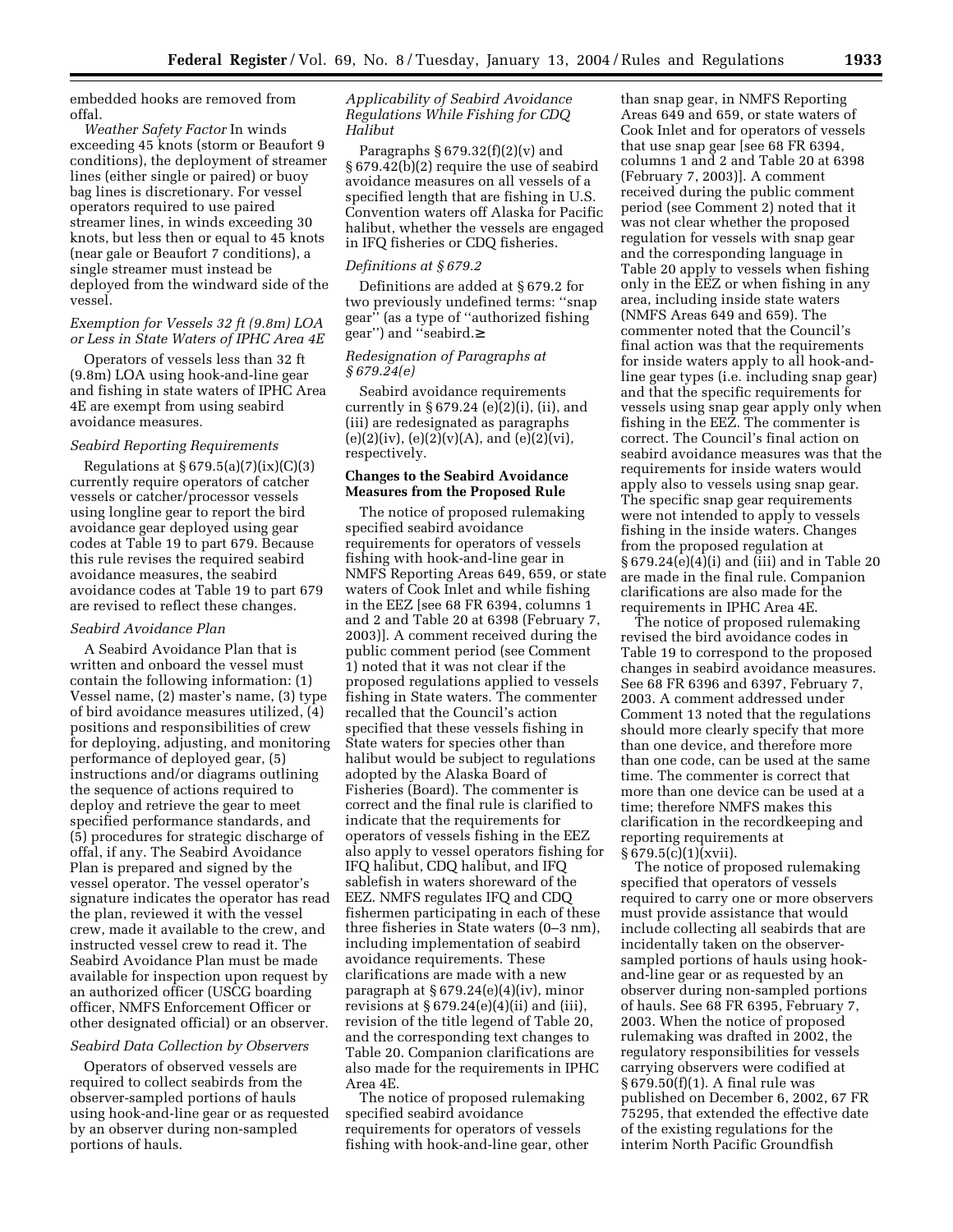embedded hooks are removed from offal.

*Weather Safety Factor* In winds exceeding 45 knots (storm or Beaufort 9 conditions), the deployment of streamer lines (either single or paired) or buoy bag lines is discretionary. For vessel operators required to use paired streamer lines, in winds exceeding 30 knots, but less then or equal to 45 knots (near gale or Beaufort 7 conditions), a single streamer must instead be deployed from the windward side of the vessel.

*Exemption for Vessels 32 ft (9.8m) LOA or Less in State Waters of IPHC Area 4E*

Operators of vessels less than 32 ft (9.8m) LOA using hook-and-line gear and fishing in state waters of IPHC Area 4E are exempt from using seabird avoidance measures.

*Seabird Reporting Requirements*

Regulations at § 679.5(a)(7)(ix)(C)(3) currently require operators of catcher vessels or catcher/processor vessels using longline gear to report the bird avoidance gear deployed using gear codes at Table 19 to part 679. Because this rule revises the required seabird avoidance measures, the seabird avoidance codes at Table 19 to part 679 are revised to reflect these changes.

*Seabird Avoidance Plan*

A Seabird Avoidance Plan that is written and onboard the vessel must contain the following information: (1) Vessel name, (2) master's name, (3) type of bird avoidance measures utilized, (4) positions and responsibilities of crew for deploying, adjusting, and monitoring performance of deployed gear, (5) instructions and/or diagrams outlining the sequence of actions required to deploy and retrieve the gear to meet specified performance standards, and (5) procedures for strategic discharge of offal, if any. The Seabird Avoidance Plan is prepared and signed by the vessel operator. The vessel operator's signature indicates the operator has read the plan, reviewed it with the vessel crew, made it available to the crew, and instructed vessel crew to read it. The Seabird Avoidance Plan must be made available for inspection upon request by an authorized officer (USCG boarding officer, NMFS Enforcement Officer or other designated official) or an observer.

*Seabird Data Collection by Observers*

Operators of observed vessels are required to collect seabirds from the observer-sampled portions of hauls using hook-and-line gear or as requested by an observer during non-sampled portions of hauls.

*Applicability of Seabird Avoidance Regulations While Fishing for CDQ Halibut*

Paragraphs § 679.32(f)(2)(v) and § 679.42(b)(2) require the use of seabird avoidance measures on all vessels of a specified length that are fishing in U.S. Convention waters off Alaska for Pacific halibut, whether the vessels are engaged in IFQ fisheries or CDQ fisheries.

*Definitions at § 679.2*

Definitions are added at § 679.2 for two previously undefined terms: ''snap gear'' (as a type of ''authorized fishing gear'') and ''seabird.≥

*Redesignation of Paragraphs at § 679.24(e)*

Seabird avoidance requirements currently in § 679.24 (e)(2)(i), (ii), and (iii) are redesignated as paragraphs (e)(2)(iv), (e)(2)(v)(A), and (e)(2)(vi), respectively.

**Changes to the Seabird Avoidance Measures from the Proposed Rule**

The notice of proposed rulemaking specified seabird avoidance requirements for operators of vessels fishing with hook-and-line gear in NMFS Reporting Areas 649, 659, or state waters of Cook Inlet and while fishing in the EEZ [see 68 FR 6394, columns 1 and 2 and Table 20 at 6398 (February 7, 2003)]. A comment received during the public comment period (see Comment 1) noted that it was not clear if the proposed regulations applied to vessels fishing in State waters. The commenter recalled that the Council's action specified that these vessels fishing in State waters for species other than halibut would be subject to regulations adopted by the Alaska Board of Fisheries (Board). The commenter is correct and the final rule is clarified to indicate that the requirements for operators of vessels fishing in the EEZ also apply to vessel operators fishing for IFQ halibut, CDQ halibut, and IFQ sablefish in waters shoreward of the EEZ. NMFS regulates IFQ and CDQ fishermen participating in each of these three fisheries in State waters (0–3 nm), including implementation of seabird avoidance requirements. These clarifications are made with a new paragraph at § 679.24(e)(4)(iv), minor revisions at § 679.24(e)(4)(ii) and (iii), revision of the title legend of Table 20, and the corresponding text changes to Table 20. Companion clarifications are also made for the requirements in IPHC Area 4E.

The notice of proposed rulemaking specified seabird avoidance requirements for operators of vessels fishing with hook-and-line gear, other than snap gear, in NMFS Reporting Areas 649 and 659, or state waters of Cook Inlet and for operators of vessels that use snap gear [see 68 FR 6394, columns 1 and 2 and Table 20 at 6398 (February 7, 2003)]. A comment received during the public comment period (see Comment 2) noted that it was not clear whether the proposed regulation for vessels with snap gear and the corresponding language in Table 20 apply to vessels when fishing only in the EEZ or when fishing in any area, including inside state waters (NMFS Areas 649 and 659). The commenter noted that the Council's final action was that the requirements for inside waters apply to all hook-and-line gear types (i.e. including snap gear) and that the specific requirements for vessels using snap gear apply only when fishing in the EEZ. The commenter is correct. The Council's final action on seabird avoidance measures was that the requirements for inside waters would apply also to vessels using snap gear. The specific snap gear requirements were not intended to apply to vessels fishing in the inside waters. Changes from the proposed regulation at § 679.24(e)(4)(i) and (iii) and in Table 20 are made in the final rule. Companion clarifications are also made for the requirements in IPHC Area 4E.

The notice of proposed rulemaking revised the bird avoidance codes in Table 19 to correspond to the proposed changes in seabird avoidance measures. See 68 FR 6396 and 6397, February 7, 2003. A comment addressed under Comment 13 noted that the regulations should more clearly specify that more than one device, and therefore more than one code, can be used at the same time. The commenter is correct that more than one device can be used at a time; therefore NMFS makes this clarification in the recordkeeping and reporting requirements at § 679.5(c)(1)(xvii).

The notice of proposed rulemaking specified that operators of vessels required to carry one or more observers must provide assistance that would include collecting all seabirds that are incidentally taken on the observer-sampled portions of hauls using hook-and-line gear or as requested by an observer during non-sampled portions of hauls. See 68 FR 6395, February 7, 2003. When the notice of proposed rulemaking was drafted in 2002, the regulatory responsibilities for vessels carrying observers were codified at § 679.50(f)(1). A final rule was published on December 6, 2002, 67 FR 75295, that extended the effective date of the existing regulations for the interim North Pacific Groundfish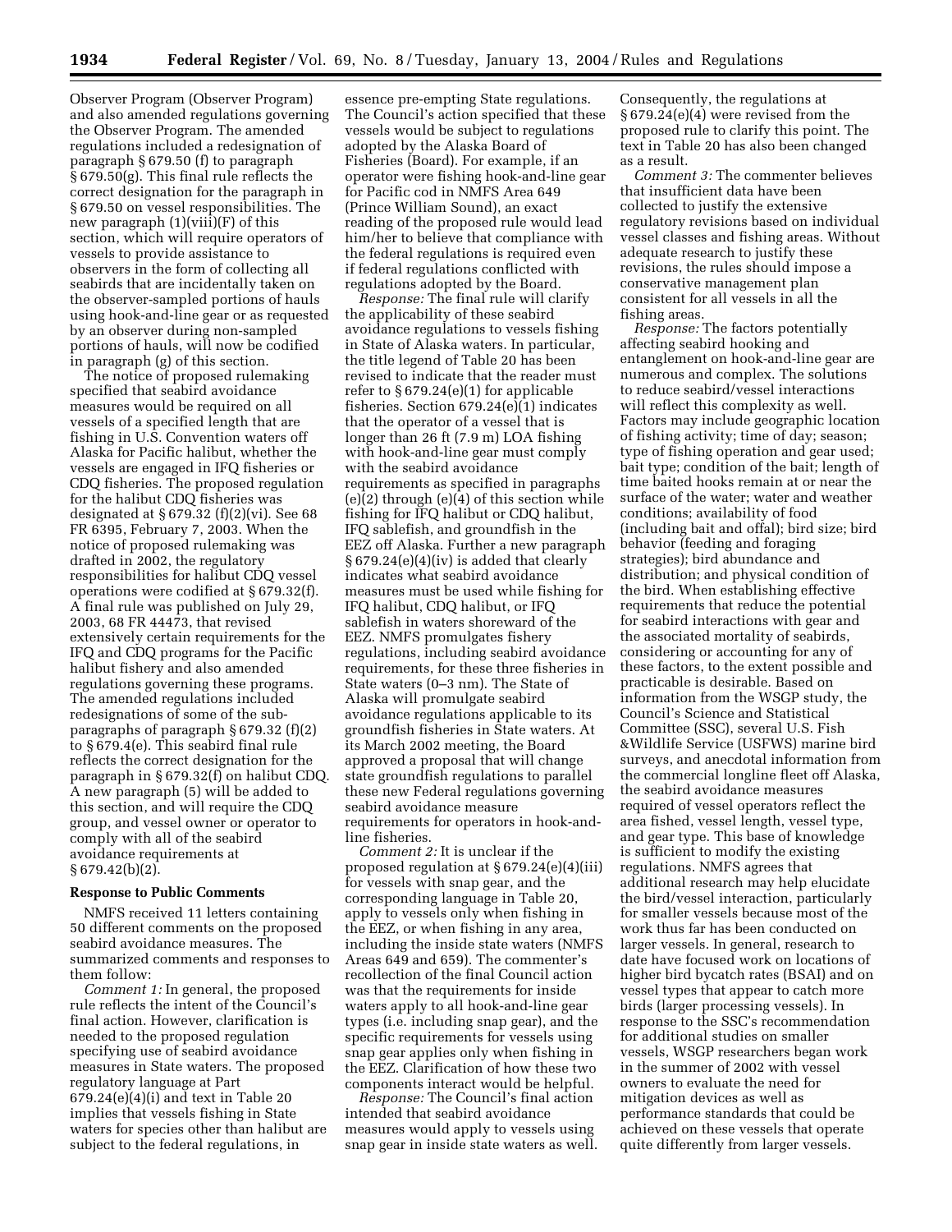Observer Program (Observer Program) and also amended regulations governing the Observer Program. The amended regulations included a redesignation of paragraph § 679.50 (f) to paragraph § 679.50(g). This final rule reflects the correct designation for the paragraph in § 679.50 on vessel responsibilities. The new paragraph (1)(viii)(F) of this section, which will require operators of vessels to provide assistance to observers in the form of collecting all seabirds that are incidentally taken on the observer-sampled portions of hauls using hook-and-line gear or as requested by an observer during non-sampled portions of hauls, will now be codified in paragraph (g) of this section.

The notice of proposed rulemaking specified that seabird avoidance measures would be required on all vessels of a specified length that are fishing in U.S. Convention waters off Alaska for Pacific halibut, whether the vessels are engaged in IFQ fisheries or CDQ fisheries. The proposed regulation for the halibut CDQ fisheries was designated at § 679.32 (f)(2)(vi). See 68 FR 6395, February 7, 2003. When the notice of proposed rulemaking was drafted in 2002, the regulatory responsibilities for halibut CDQ vessel operations were codified at § 679.32(f). A final rule was published on July 29, 2003, 68 FR 44473, that revised extensively certain requirements for the IFQ and CDQ programs for the Pacific halibut fishery and also amended regulations governing these programs. The amended regulations included redesignations of some of the sub-paragraphs of paragraph § 679.32 (f)(2) to § 679.4(e). This seabird final rule reflects the correct designation for the paragraph in § 679.32(f) on halibut CDQ. A new paragraph (5) will be added to this section, and will require the CDQ group, and vessel owner or operator to comply with all of the seabird avoidance requirements at § 679.42(b)(2).

## Response to Public Comments

NMFS received 11 letters containing 50 different comments on the proposed seabird avoidance measures. The summarized comments and responses to them follow:

*Comment 1:* In general, the proposed rule reflects the intent of the Council's final action. However, clarification is needed to the proposed regulation specifying use of seabird avoidance measures in State waters. The proposed regulatory language at Part 679.24(e)(4)(i) and text in Table 20 implies that vessels fishing in State waters for species other than halibut are subject to the federal regulations, in essence pre-empting State regulations. The Council's action specified that these vessels would be subject to regulations adopted by the Alaska Board of Fisheries (Board). For example, if an operator were fishing hook-and-line gear for Pacific cod in NMFS Area 649 (Prince William Sound), an exact reading of the proposed rule would lead him/her to believe that compliance with the federal regulations is required even if federal regulations conflicted with regulations adopted by the Board.

*Response:* The final rule will clarify the applicability of these seabird avoidance regulations to vessels fishing in State of Alaska waters. In particular, the title legend of Table 20 has been revised to indicate that the reader must refer to § 679.24(e)(1) for applicable fisheries. Section 679.24(e)(1) indicates that the operator of a vessel that is longer than 26 ft (7.9 m) LOA fishing with hook-and-line gear must comply with the seabird avoidance requirements as specified in paragraphs (e)(2) through (e)(4) of this section while fishing for IFQ halibut or CDQ halibut, IFQ sablefish, and groundfish in the EEZ off Alaska. Further a new paragraph § 679.24(e)(4)(iv) is added that clearly indicates what seabird avoidance measures must be used while fishing for IFQ halibut, CDQ halibut, or IFQ sablefish in waters shoreward of the EEZ. NMFS promulgates fishery regulations, including seabird avoidance requirements, for these three fisheries in State waters (0–3 nm). The State of Alaska will promulgate seabird avoidance regulations applicable to its groundfish fisheries in State waters. At its March 2002 meeting, the Board approved a proposal that will change state groundfish regulations to parallel these new Federal regulations governing seabird avoidance measure requirements for operators in hook-and-line fisheries.

*Comment 2:* It is unclear if the proposed regulation at § 679.24(e)(4)(iii) for vessels with snap gear, and the corresponding language in Table 20, apply to vessels only when fishing in the EEZ, or when fishing in any area, including the inside state waters (NMFS Areas 649 and 659). The commenter's recollection of the final Council action was that the requirements for inside waters apply to all hook-and-line gear types (i.e. including snap gear), and the specific requirements for vessels using snap gear applies only when fishing in the EEZ. Clarification of how these two components interact would be helpful.

*Response:* The Council's final action intended that seabird avoidance measures would apply to vessels using snap gear in inside state waters as well. Consequently, the regulations at § 679.24(e)(4) were revised from the proposed rule to clarify this point. The text in Table 20 has also been changed as a result.

*Comment 3:* The commenter believes that insufficient data have been collected to justify the extensive regulatory revisions based on individual vessel classes and fishing areas. Without adequate research to justify these revisions, the rules should impose a conservative management plan consistent for all vessels in all the fishing areas.

*Response:* The factors potentially affecting seabird hooking and entanglement on hook-and-line gear are numerous and complex. The solutions to reduce seabird/vessel interactions will reflect this complexity as well. Factors may include geographic location of fishing activity; time of day; season; type of fishing operation and gear used; bait type; condition of the bait; length of time baited hooks remain at or near the surface of the water; water and weather conditions; availability of food (including bait and offal); bird size; bird behavior (feeding and foraging strategies); bird abundance and distribution; and physical condition of the bird. When establishing effective requirements that reduce the potential for seabird interactions with gear and the associated mortality of seabirds, considering or accounting for any of these factors, to the extent possible and practicable is desirable. Based on information from the WSGP study, the Council's Science and Statistical Committee (SSC), several U.S. Fish &Wildlife Service (USFWS) marine bird surveys, and anecdotal information from the commercial longline fleet off Alaska, the seabird avoidance measures required of vessel operators reflect the area fished, vessel length, vessel type, and gear type. This base of knowledge is sufficient to modify the existing regulations. NMFS agrees that additional research may help elucidate the bird/vessel interaction, particularly for smaller vessels because most of the work thus far has been conducted on larger vessels. In general, research to date have focused work on locations of higher bird bycatch rates (BSAI) and on vessel types that appear to catch more birds (larger processing vessels). In response to the SSC's recommendation for additional studies on smaller vessels, WSGP researchers began work in the summer of 2002 with vessel owners to evaluate the need for mitigation devices as well as performance standards that could be achieved on these vessels that operate quite differently from larger vessels.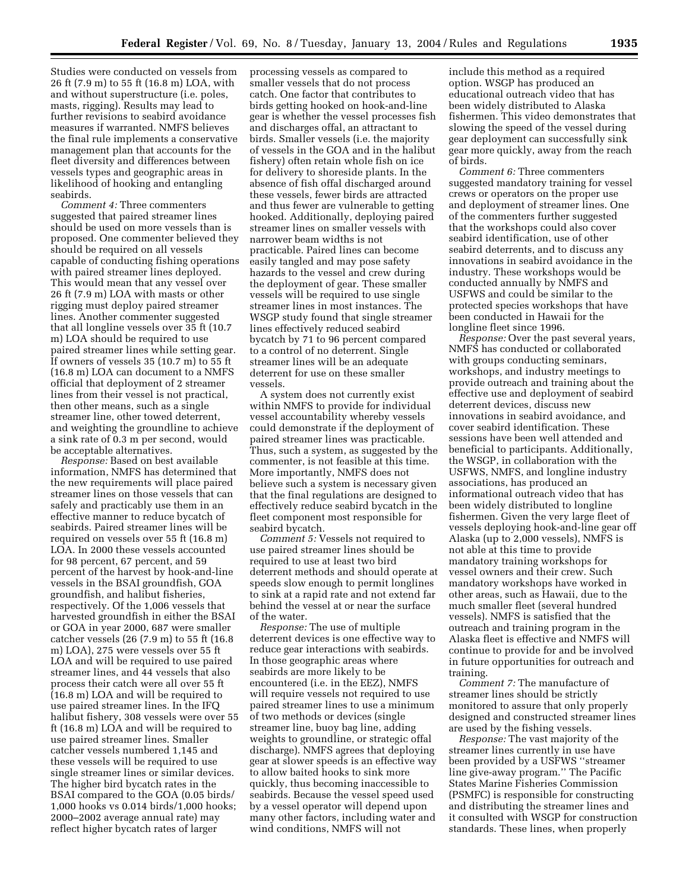Studies were conducted on vessels from 26 ft (7.9 m) to 55 ft (16.8 m) LOA, with and without superstructure (i.e. poles, masts, rigging). Results may lead to further revisions to seabird avoidance measures if warranted. NMFS believes the final rule implements a conservative management plan that accounts for the fleet diversity and differences between vessels types and geographic areas in likelihood of hooking and entangling seabirds.

*Comment 4:* Three commenters suggested that paired streamer lines should be used on more vessels than is proposed. One commenter believed they should be required on all vessels capable of conducting fishing operations with paired streamer lines deployed. This would mean that any vessel over 26 ft (7.9 m) LOA with masts or other rigging must deploy paired streamer lines. Another commenter suggested that all longline vessels over 35 ft (10.7 m) LOA should be required to use paired streamer lines while setting gear. If owners of vessels 35 (10.7 m) to 55 ft (16.8 m) LOA can document to a NMFS official that deployment of 2 streamer lines from their vessel is not practical, then other means, such as a single streamer line, other towed deterrent, and weighting the groundline to achieve a sink rate of 0.3 m per second, would be acceptable alternatives.

*Response:* Based on best available information, NMFS has determined that the new requirements will place paired streamer lines on those vessels that can safely and practicably use them in an effective manner to reduce bycatch of seabirds. Paired streamer lines will be required on vessels over 55 ft (16.8 m) LOA. In 2000 these vessels accounted for 98 percent, 67 percent, and 59 percent of the harvest by hook-and-line vessels in the BSAI groundfish, GOA groundfish, and halibut fisheries, respectively. Of the 1,006 vessels that harvested groundfish in either the BSAI or GOA in year 2000, 687 were smaller catcher vessels (26 (7.9 m) to 55 ft (16.8 m) LOA), 275 were vessels over 55 ft LOA and will be required to use paired streamer lines, and 44 vessels that also process their catch were all over 55 ft (16.8 m) LOA and will be required to use paired streamer lines. In the IFQ halibut fishery, 308 vessels were over 55 ft (16.8 m) LOA and will be required to use paired streamer lines. Smaller catcher vessels numbered 1,145 and these vessels will be required to use single streamer lines or similar devices. The higher bird bycatch rates in the BSAI compared to the GOA (0.05 birds/1,000 hooks vs 0.014 birds/1,000 hooks; 2000–2002 average annual rate) may reflect higher bycatch rates of larger processing vessels as compared to smaller vessels that do not process catch. One factor that contributes to birds getting hooked on hook-and-line gear is whether the vessel processes fish and discharges offal, an attractant to birds. Smaller vessels (i.e. the majority of vessels in the GOA and in the halibut fishery) often retain whole fish on ice for delivery to shoreside plants. In the absence of fish offal discharged around these vessels, fewer birds are attracted and thus fewer are vulnerable to getting hooked. Additionally, deploying paired streamer lines on smaller vessels with narrower beam widths is not practicable. Paired lines can become easily tangled and may pose safety hazards to the vessel and crew during the deployment of gear. These smaller vessels will be required to use single streamer lines in most instances. The WSGP study found that single streamer lines effectively reduced seabird bycatch by 71 to 96 percent compared to a control of no deterrent. Single streamer lines will be an adequate deterrent for use on these smaller vessels.

A system does not currently exist within NMFS to provide for individual vessel accountability whereby vessels could demonstrate if the deployment of paired streamer lines was practicable. Thus, such a system, as suggested by the commenter, is not feasible at this time. More importantly, NMFS does not believe such a system is necessary given that the final regulations are designed to effectively reduce seabird bycatch in the fleet component most responsible for seabird bycatch.

*Comment 5:* Vessels not required to use paired streamer lines should be required to use at least two bird deterrent methods and should operate at speeds slow enough to permit longlines to sink at a rapid rate and not extend far behind the vessel at or near the surface of the water.

*Response:* The use of multiple deterrent devices is one effective way to reduce gear interactions with seabirds. In those geographic areas where seabirds are more likely to be encountered (i.e. in the EEZ), NMFS will require vessels not required to use paired streamer lines to use a minimum of two methods or devices (single streamer line, buoy bag line, adding weights to groundline, or strategic offal discharge). NMFS agrees that deploying gear at slower speeds is an effective way to allow baited hooks to sink more quickly, thus becoming inaccessible to seabirds. Because the vessel speed used by a vessel operator will depend upon many other factors, including water and wind conditions, NMFS will not include this method as a required option. WSGP has produced an educational outreach video that has been widely distributed to Alaska fishermen. This video demonstrates that slowing the speed of the vessel during gear deployment can successfully sink gear more quickly, away from the reach of birds.

*Comment 6:* Three commenters suggested mandatory training for vessel crews or operators on the proper use and deployment of streamer lines. One of the commenters further suggested that the workshops could also cover seabird identification, use of other seabird deterrents, and to discuss any innovations in seabird avoidance in the industry. These workshops would be conducted annually by NMFS and USFWS and could be similar to the protected species workshops that have been conducted in Hawaii for the longline fleet since 1996.

*Response:* Over the past several years, NMFS has conducted or collaborated with groups conducting seminars, workshops, and industry meetings to provide outreach and training about the effective use and deployment of seabird deterrent devices, discuss new innovations in seabird avoidance, and cover seabird identification. These sessions have been well attended and beneficial to participants. Additionally, the WSGP, in collaboration with the USFWS, NMFS, and longline industry associations, has produced an informational outreach video that has been widely distributed to longline fishermen. Given the very large fleet of vessels deploying hook-and-line gear off Alaska (up to 2,000 vessels), NMFS is not able at this time to provide mandatory training workshops for vessel owners and their crew. Such mandatory workshops have worked in other areas, such as Hawaii, due to the much smaller fleet (several hundred vessels). NMFS is satisfied that the outreach and training program in the Alaska fleet is effective and NMFS will continue to provide for and be involved in future opportunities for outreach and training.

*Comment 7:* The manufacture of streamer lines should be strictly monitored to assure that only properly designed and constructed streamer lines are used by the fishing vessels.

*Response:* The vast majority of the streamer lines currently in use have been provided by a USFWS "streamer line give-away program." The Pacific States Marine Fisheries Commission (PSMFC) is responsible for constructing and distributing the streamer lines and it consulted with WSGP for construction standards. These lines, when properly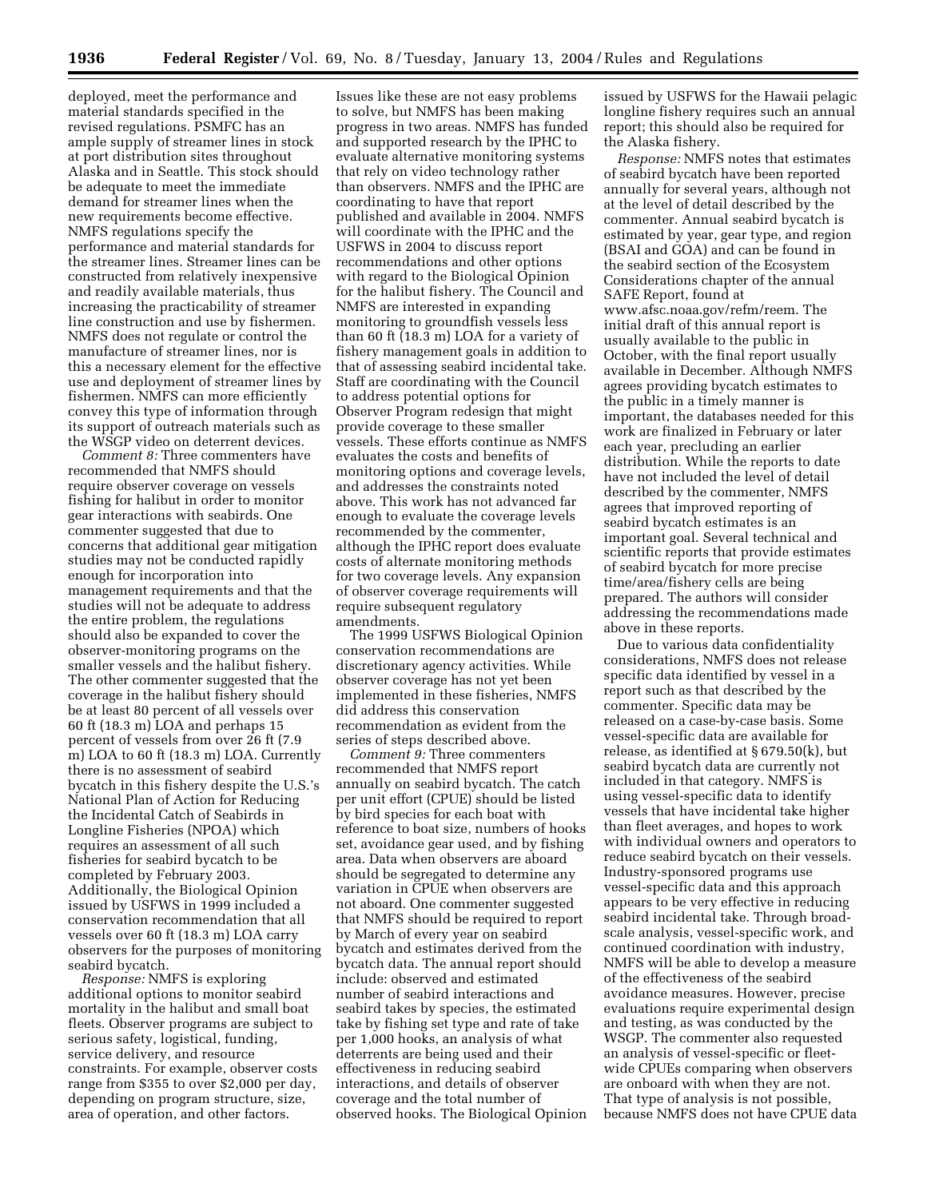deployed, meet the performance and material standards specified in the revised regulations. PSMFC has an ample supply of streamer lines in stock at port distribution sites throughout Alaska and in Seattle. This stock should be adequate to meet the immediate demand for streamer lines when the new requirements become effective. NMFS regulations specify the performance and material standards for the streamer lines. Streamer lines can be constructed from relatively inexpensive and readily available materials, thus increasing the practicability of streamer line construction and use by fishermen. NMFS does not regulate or control the manufacture of streamer lines, nor is this a necessary element for the effective use and deployment of streamer lines by fishermen. NMFS can more efficiently convey this type of information through its support of outreach materials such as the WSGP video on deterrent devices.

*Comment 8:* Three commenters have recommended that NMFS should require observer coverage on vessels fishing for halibut in order to monitor gear interactions with seabirds. One commenter suggested that due to concerns that additional gear mitigation studies may not be conducted rapidly enough for incorporation into management requirements and that the studies will not be adequate to address the entire problem, the regulations should also be expanded to cover the observer-monitoring programs on the smaller vessels and the halibut fishery. The other commenter suggested that the coverage in the halibut fishery should be at least 80 percent of all vessels over 60 ft (18.3 m) LOA and perhaps 15 percent of vessels from over 26 ft (7.9 m) LOA to 60 ft (18.3 m) LOA. Currently there is no assessment of seabird bycatch in this fishery despite the U.S.'s National Plan of Action for Reducing the Incidental Catch of Seabirds in Longline Fisheries (NPOA) which requires an assessment of all such fisheries for seabird bycatch to be completed by February 2003. Additionally, the Biological Opinion issued by USFWS in 1999 included a conservation recommendation that all vessels over 60 ft (18.3 m) LOA carry observers for the purposes of monitoring seabird bycatch.

*Response:* NMFS is exploring additional options to monitor seabird mortality in the halibut and small boat fleets. Observer programs are subject to serious safety, logistical, funding, service delivery, and resource constraints. For example, observer costs range from $355 to over $2,000 per day, depending on program structure, size, area of operation, and other factors. Issues like these are not easy problems to solve, but NMFS has been making progress in two areas. NMFS has funded and supported research by the IPHC to evaluate alternative monitoring systems that rely on video technology rather than observers. NMFS and the IPHC are coordinating to have that report published and available in 2004. NMFS will coordinate with the IPHC and the USFWS in 2004 to discuss report recommendations and other options with regard to the Biological Opinion for the halibut fishery. The Council and NMFS are interested in expanding monitoring to groundfish vessels less than 60 ft (18.3 m) LOA for a variety of fishery management goals in addition to that of assessing seabird incidental take. Staff are coordinating with the Council to address potential options for Observer Program redesign that might provide coverage to these smaller vessels. These efforts continue as NMFS evaluates the costs and benefits of monitoring options and coverage levels, and addresses the constraints noted above. This work has not advanced far enough to evaluate the coverage levels recommended by the commenter, although the IPHC report does evaluate costs of alternate monitoring methods for two coverage levels. Any expansion of observer coverage requirements will require subsequent regulatory amendments.

The 1999 USFWS Biological Opinion conservation recommendations are discretionary agency activities. While observer coverage has not yet been implemented in these fisheries, NMFS did address this conservation recommendation as evident from the series of steps described above.

*Comment 9:* Three commenters recommended that NMFS report annually on seabird bycatch. The catch per unit effort (CPUE) should be listed by bird species for each boat with reference to boat size, numbers of hooks set, avoidance gear used, and by fishing area. Data when observers are aboard should be segregated to determine any variation in CPUE when observers are not aboard. One commenter suggested that NMFS should be required to report by March of every year on seabird bycatch and estimates derived from the bycatch data. The annual report should include: observed and estimated number of seabird interactions and seabird takes by species, the estimated take by fishing set type and rate of take per 1,000 hooks, an analysis of what deterrents are being used and their effectiveness in reducing seabird interactions, and details of observer coverage and the total number of observed hooks. The Biological Opinion issued by USFWS for the Hawaii pelagic longline fishery requires such an annual report; this should also be required for the Alaska fishery.

*Response:* NMFS notes that estimates of seabird bycatch have been reported annually for several years, although not at the level of detail described by the commenter. Annual seabird bycatch is estimated by year, gear type, and region (BSAI and GOA) and can be found in the seabird section of the Ecosystem Considerations chapter of the annual SAFE Report, found at www.afsc.noaa.gov/refm/reem. The initial draft of this annual report is usually available to the public in October, with the final report usually available in December. Although NMFS agrees providing bycatch estimates to the public in a timely manner is important, the databases needed for this work are finalized in February or later each year, precluding an earlier distribution. While the reports to date have not included the level of detail described by the commenter, NMFS agrees that improved reporting of seabird bycatch estimates is an important goal. Several technical and scientific reports that provide estimates of seabird bycatch for more precise time/area/fishery cells are being prepared. The authors will consider addressing the recommendations made above in these reports.

Due to various data confidentiality considerations, NMFS does not release specific data identified by vessel in a report such as that described by the commenter. Specific data may be released on a case-by-case basis. Some vessel-specific data are available for release, as identified at § 679.50(k), but seabird bycatch data are currently not included in that category. NMFS is using vessel-specific data to identify vessels that have incidental take higher than fleet averages, and hopes to work with individual owners and operators to reduce seabird bycatch on their vessels. Industry-sponsored programs use vessel-specific data and this approach appears to be very effective in reducing seabird incidental take. Through broad-scale analysis, vessel-specific work, and continued coordination with industry, NMFS will be able to develop a measure of the effectiveness of the seabird avoidance measures. However, precise evaluations require experimental design and testing, as was conducted by the WSGP. The commenter also requested an analysis of vessel-specific or fleet-wide CPUEs comparing when observers are onboard with when they are not. That type of analysis is not possible, because NMFS does not have CPUE data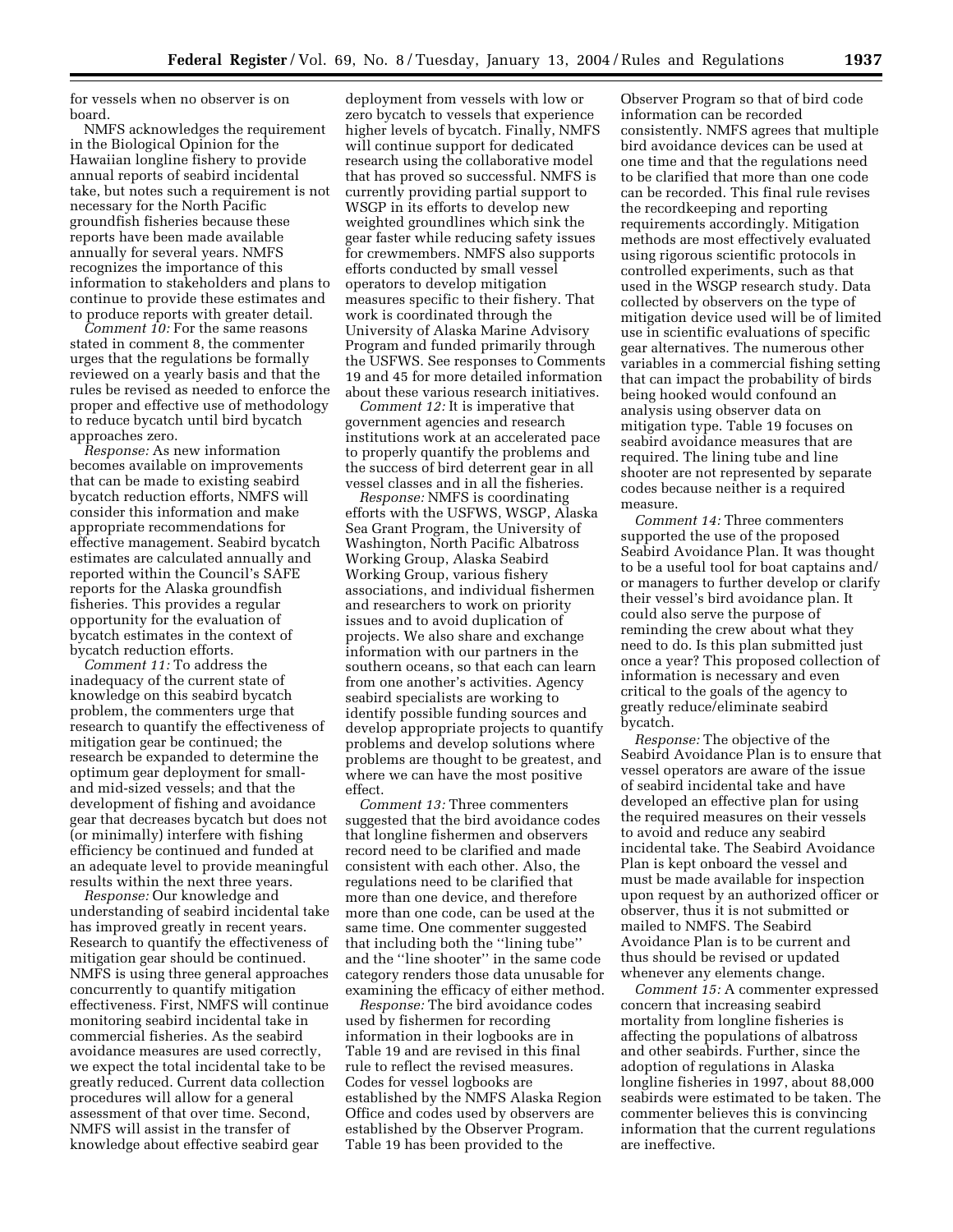for vessels when no observer is on board.

NMFS acknowledges the requirement in the Biological Opinion for the Hawaiian longline fishery to provide annual reports of seabird incidental take, but notes such a requirement is not necessary for the North Pacific groundfish fisheries because these reports have been made available annually for several years. NMFS recognizes the importance of this information to stakeholders and plans to continue to provide these estimates and to produce reports with greater detail.

*Comment 10:* For the same reasons stated in comment 8, the commenter urges that the regulations be formally reviewed on a yearly basis and that the rules be revised as needed to enforce the proper and effective use of methodology to reduce bycatch until bird bycatch approaches zero.

*Response:* As new information becomes available on improvements that can be made to existing seabird bycatch reduction efforts, NMFS will consider this information and make appropriate recommendations for effective management. Seabird bycatch estimates are calculated annually and reported within the Council's SAFE reports for the Alaska groundfish fisheries. This provides a regular opportunity for the evaluation of bycatch estimates in the context of bycatch reduction efforts.

*Comment 11:* To address the inadequacy of the current state of knowledge on this seabird bycatch problem, the commenters urge that research to quantify the effectiveness of mitigation gear be continued; the research be expanded to determine the optimum gear deployment for small- and mid-sized vessels; and that the development of fishing and avoidance gear that decreases bycatch but does not (or minimally) interfere with fishing efficiency be continued and funded at an adequate level to provide meaningful results within the next three years.

*Response:* Our knowledge and understanding of seabird incidental take has improved greatly in recent years. Research to quantify the effectiveness of mitigation gear should be continued. NMFS is using three general approaches concurrently to quantify mitigation effectiveness. First, NMFS will continue monitoring seabird incidental take in commercial fisheries. As the seabird avoidance measures are used correctly, we expect the total incidental take to be greatly reduced. Current data collection procedures will allow for a general assessment of that over time. Second, NMFS will assist in the transfer of knowledge about effective seabird gear deployment from vessels with low or zero bycatch to vessels that experience higher levels of bycatch. Finally, NMFS will continue support for dedicated research using the collaborative model that has proved so successful. NMFS is currently providing partial support to WSGP in its efforts to develop new weighted groundlines which sink the gear faster while reducing safety issues for crewmembers. NMFS also supports efforts conducted by small vessel operators to develop mitigation measures specific to their fishery. That work is coordinated through the University of Alaska Marine Advisory Program and funded primarily through the USFWS. See responses to Comments 19 and 45 for more detailed information about these various research initiatives.

*Comment 12:* It is imperative that government agencies and research institutions work at an accelerated pace to properly quantify the problems and the success of bird deterrent gear in all vessel classes and in all the fisheries.

*Response:* NMFS is coordinating efforts with the USFWS, WSGP, Alaska Sea Grant Program, the University of Washington, North Pacific Albatross Working Group, Alaska Seabird Working Group, various fishery associations, and individual fishermen and researchers to work on priority issues and to avoid duplication of projects. We also share and exchange information with our partners in the southern oceans, so that each can learn from one another's activities. Agency seabird specialists are working to identify possible funding sources and develop appropriate projects to quantify problems and develop solutions where problems are thought to be greatest, and where we can have the most positive effect.

*Comment 13:* Three commenters suggested that the bird avoidance codes that longline fishermen and observers record need to be clarified and made consistent with each other. Also, the regulations need to be clarified that more than one device, and therefore more than one code, can be used at the same time. One commenter suggested that including both the ''lining tube'' and the ''line shooter'' in the same code category renders those data unusable for examining the efficacy of either method.

*Response:* The bird avoidance codes used by fishermen for recording information in their logbooks are in Table 19 and are revised in this final rule to reflect the revised measures. Codes for vessel logbooks are established by the NMFS Alaska Region Office and codes used by observers are established by the Observer Program. Table 19 has been provided to the Observer Program so that of bird code information can be recorded consistently. NMFS agrees that multiple bird avoidance devices can be used at one time and that the regulations need to be clarified that more than one code can be recorded. This final rule revises the recordkeeping and reporting requirements accordingly. Mitigation methods are most effectively evaluated using rigorous scientific protocols in controlled experiments, such as that used in the WSGP research study. Data collected by observers on the type of mitigation device used will be of limited use in scientific evaluations of specific gear alternatives. The numerous other variables in a commercial fishing setting that can impact the probability of birds being hooked would confound an analysis using observer data on mitigation type. Table 19 focuses on seabird avoidance measures that are required. The lining tube and line shooter are not represented by separate codes because neither is a required measure.

*Comment 14:* Three commenters supported the use of the proposed Seabird Avoidance Plan. It was thought to be a useful tool for boat captains and/or managers to further develop or clarify their vessel's bird avoidance plan. It could also serve the purpose of reminding the crew about what they need to do. Is this plan submitted just once a year? This proposed collection of information is necessary and even critical to the goals of the agency to greatly reduce/eliminate seabird bycatch.

*Response:* The objective of the Seabird Avoidance Plan is to ensure that vessel operators are aware of the issue of seabird incidental take and have developed an effective plan for using the required measures on their vessels to avoid and reduce any seabird incidental take. The Seabird Avoidance Plan is kept onboard the vessel and must be made available for inspection upon request by an authorized officer or observer, thus it is not submitted or mailed to NMFS. The Seabird Avoidance Plan is to be current and thus should be revised or updated whenever any elements change.

*Comment 15:* A commenter expressed concern that increasing seabird mortality from longline fisheries is affecting the populations of albatross and other seabirds. Further, since the adoption of regulations in Alaska longline fisheries in 1997, about 88,000 seabirds were estimated to be taken. The commenter believes this is convincing information that the current regulations are ineffective.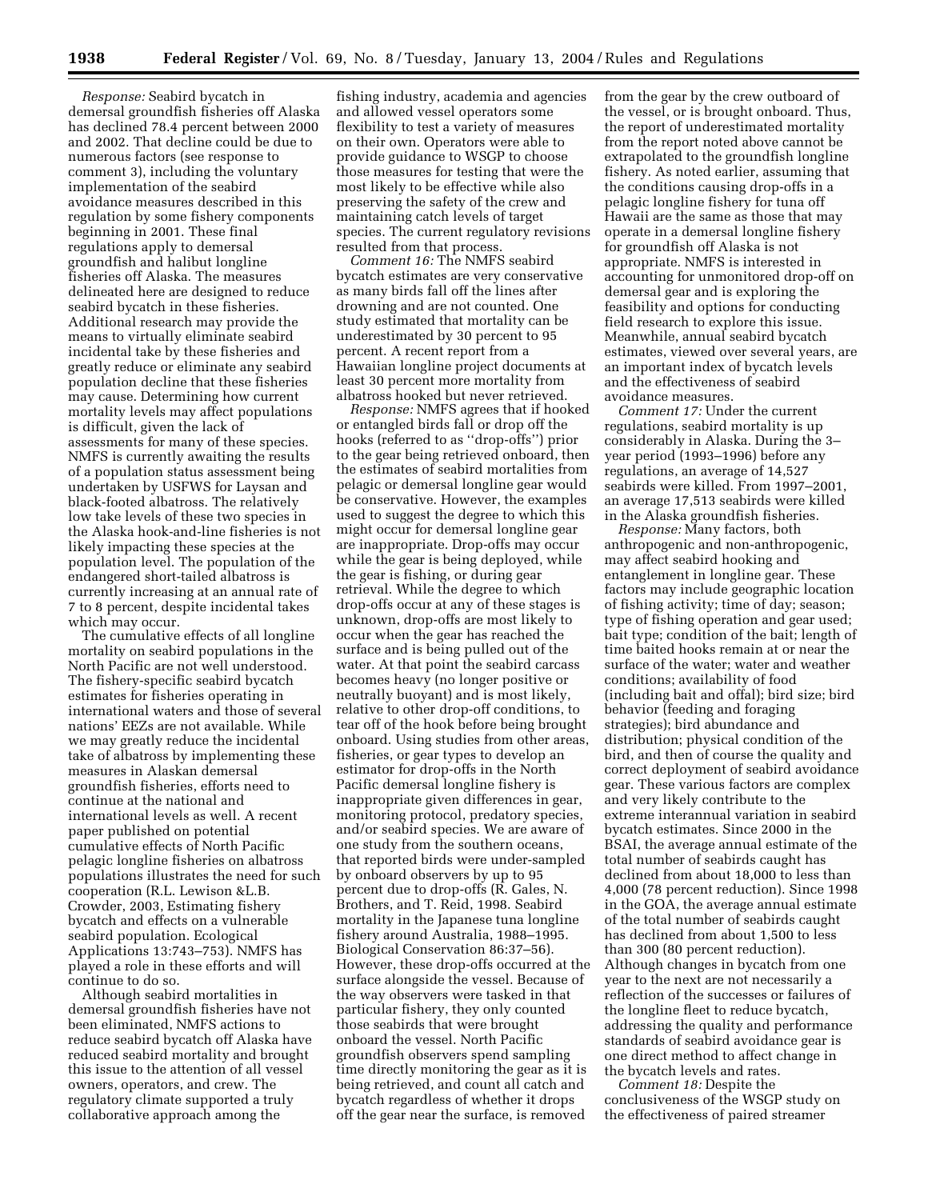*Response:* Seabird bycatch in demersal groundfish fisheries off Alaska has declined 78.4 percent between 2000 and 2002. That decline could be due to numerous factors (see response to comment 3), including the voluntary implementation of the seabird avoidance measures described in this regulation by some fishery components beginning in 2001. These final regulations apply to demersal groundfish and halibut longline fisheries off Alaska. The measures delineated here are designed to reduce seabird bycatch in these fisheries. Additional research may provide the means to virtually eliminate seabird incidental take by these fisheries and greatly reduce or eliminate any seabird population decline that these fisheries may cause. Determining how current mortality levels may affect populations is difficult, given the lack of assessments for many of these species. NMFS is currently awaiting the results of a population status assessment being undertaken by USFWS for Laysan and black-footed albatross. The relatively low take levels of these two species in the Alaska hook-and-line fisheries is not likely impacting these species at the population level. The population of the endangered short-tailed albatross is currently increasing at an annual rate of 7 to 8 percent, despite incidental takes which may occur.

The cumulative effects of all longline mortality on seabird populations in the North Pacific are not well understood. The fishery-specific seabird bycatch estimates for fisheries operating in international waters and those of several nations' EEZs are not available. While we may greatly reduce the incidental take of albatross by implementing these measures in Alaskan demersal groundfish fisheries, efforts need to continue at the national and international levels as well. A recent paper published on potential cumulative effects of North Pacific pelagic longline fisheries on albatross populations illustrates the need for such cooperation (R.L. Lewison &L.B. Crowder, 2003, Estimating fishery bycatch and effects on a vulnerable seabird population. Ecological Applications 13:743–753). NMFS has played a role in these efforts and will continue to do so.

Although seabird mortalities in demersal groundfish fisheries have not been eliminated, NMFS actions to reduce seabird bycatch mortality off Alaska have reduced seabird mortality and brought this issue to the attention of all vessel owners, operators, and crew. The regulatory climate supported a truly collaborative approach among the fishing industry, academia and agencies and allowed vessel operators some flexibility to test a variety of measures on their own. Operators were able to provide guidance to WSGP to choose those measures for testing that were the most likely to be effective while also preserving the safety of the crew and maintaining catch levels of target species. The current regulatory revisions resulted from that process.

*Comment 16:* The NMFS seabird bycatch estimates are very conservative as many birds fall off the lines after drowning and are not counted. One study estimated that mortality can be underestimated by 30 percent to 95 percent. A recent report from a Hawaiian longline project documents at least 30 percent more mortality from albatross hooked but never retrieved.

*Response:* NMFS agrees that if hooked or entangled birds fall or drop off the hooks (referred to as "drop-offs") prior to the gear being retrieved onboard, then the estimates of seabird mortalities from pelagic or demersal longline gear would be conservative. However, the examples used to suggest the degree to which this might occur for demersal longline gear are inappropriate. Drop-offs may occur while the gear is being deployed, while the gear is fishing, or during gear retrieval. While the degree to which drop-offs occur at any of these stages is unknown, drop-offs are most likely to occur when the gear has reached the surface and is being pulled out of the water. At that point the seabird carcass becomes heavy (no longer positive or neutrally buoyant) and is most likely, relative to other drop-off conditions, to tear off of the hook before being brought onboard. Using studies from other areas, fisheries, or gear types to develop an estimator for drop-offs in the North Pacific demersal longline fishery is inappropriate given differences in gear, monitoring protocol, predatory species, and/or seabird species. We are aware of one study from the southern oceans, that reported birds were under-sampled by onboard observers by up to 95 percent due to drop-offs (R. Gales, N. Brothers, and T. Reid, 1998. Seabird mortality in the Japanese tuna longline fishery around Australia, 1988–1995. Biological Conservation 86:37–56). However, these drop-offs occurred at the surface alongside the vessel. Because of the way observers were tasked in that particular fishery, they only counted those seabirds that were brought onboard the vessel. North Pacific groundfish observers spend sampling time directly monitoring the gear as it is being retrieved, and count all catch and bycatch regardless of whether it drops off the gear near the surface, is removed from the gear by the crew outboard of the vessel, or is brought onboard. Thus, the report of underestimated mortality from the report noted above cannot be extrapolated to the groundfish longline fishery. As noted earlier, assuming that the conditions causing drop-offs in a pelagic longline fishery for tuna off Hawaii are the same as those that may operate in a demersal longline fishery for groundfish off Alaska is not appropriate. NMFS is interested in accounting for unmonitored drop-off on demersal gear and is exploring the feasibility and options for conducting field research to explore this issue. Meanwhile, annual seabird bycatch estimates, viewed over several years, are an important index of bycatch levels and the effectiveness of seabird avoidance measures.

*Comment 17:* Under the current regulations, seabird mortality is up considerably in Alaska. During the 3-year period (1993–1996) before any regulations, an average of 14,527 seabirds were killed. From 1997–2001, an average 17,513 seabirds were killed in the Alaska groundfish fisheries.

*Response:* Many factors, both anthropogenic and non-anthropogenic, may affect seabird hooking and entanglement in longline gear. These factors may include geographic location of fishing activity; time of day; season; type of fishing operation and gear used; bait type; condition of the bait; length of time baited hooks remain at or near the surface of the water; water and weather conditions; availability of food (including bait and offal); bird size; bird behavior (feeding and foraging strategies); bird abundance and distribution; physical condition of the bird, and then of course the quality and correct deployment of seabird avoidance gear. These various factors are complex and very likely contribute to the extreme interannual variation in seabird bycatch estimates. Since 2000 in the BSAI, the average annual estimate of the total number of seabirds caught has declined from about 18,000 to less than 4,000 (78 percent reduction). Since 1998 in the GOA, the average annual estimate of the total number of seabirds caught has declined from about 1,500 to less than 300 (80 percent reduction). Although changes in bycatch from one year to the next are not necessarily a reflection of the successes or failures of the longline fleet to reduce bycatch, addressing the quality and performance standards of seabird avoidance gear is one direct method to affect change in the bycatch levels and rates.

*Comment 18:* Despite the conclusiveness of the WSGP study on the effectiveness of paired streamer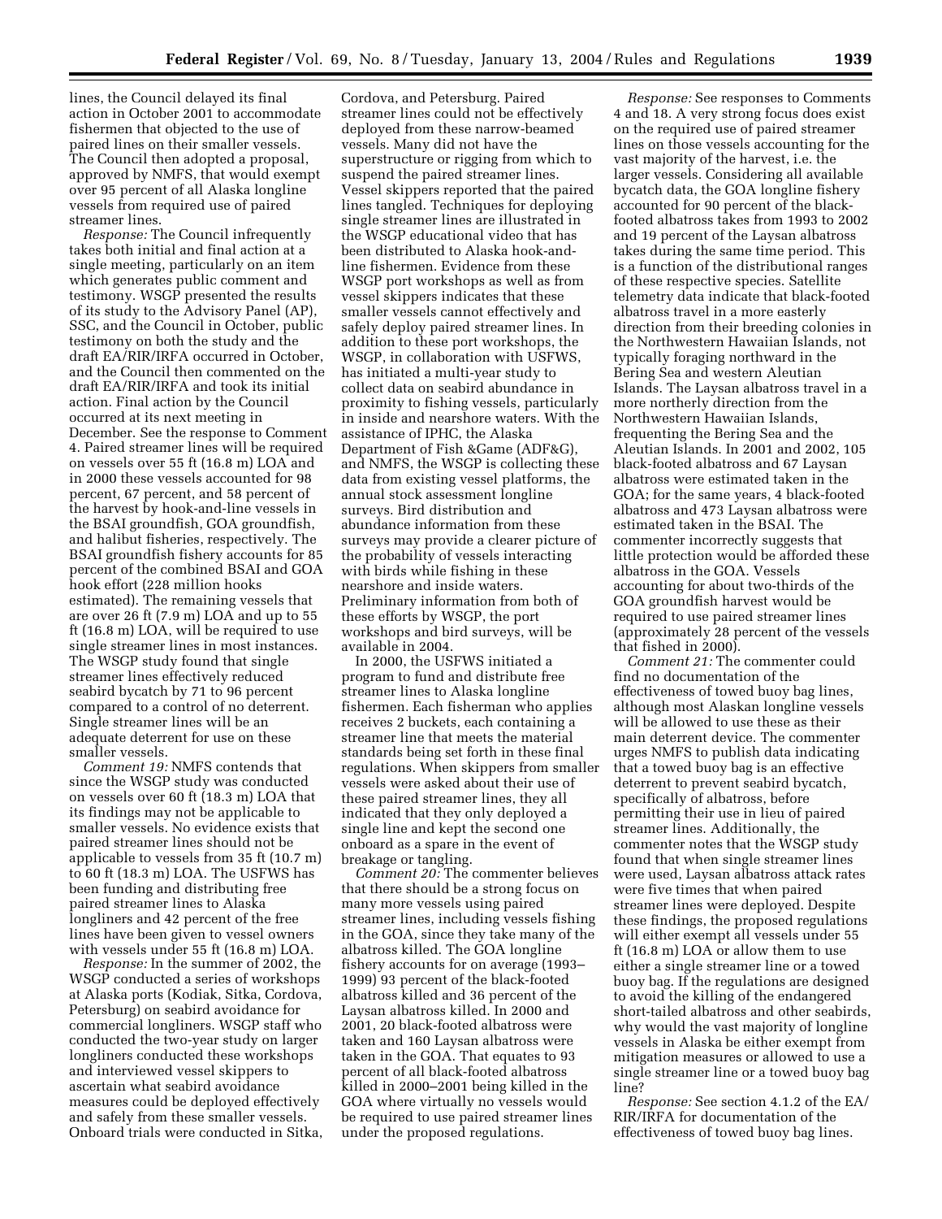lines, the Council delayed its final action in October 2001 to accommodate fishermen that objected to the use of paired lines on their smaller vessels. The Council then adopted a proposal, approved by NMFS, that would exempt over 95 percent of all Alaska longline vessels from required use of paired streamer lines.

*Response:* The Council infrequently takes both initial and final action at a single meeting, particularly on an item which generates public comment and testimony. WSGP presented the results of its study to the Advisory Panel (AP), SSC, and the Council in October, public testimony on both the study and the draft EA/RIR/IRFA occurred in October, and the Council then commented on the draft EA/RIR/IRFA and took its initial action. Final action by the Council occurred at its next meeting in December. See the response to Comment 4. Paired streamer lines will be required on vessels over 55 ft (16.8 m) LOA and in 2000 these vessels accounted for 98 percent, 67 percent, and 58 percent of the harvest by hook-and-line vessels in the BSAI groundfish, GOA groundfish, and halibut fisheries, respectively. The BSAI groundfish fishery accounts for 85 percent of the combined BSAI and GOA hook effort (228 million hooks estimated). The remaining vessels that are over 26 ft (7.9 m) LOA and up to 55 ft (16.8 m) LOA, will be required to use single streamer lines in most instances. The WSGP study found that single streamer lines effectively reduced seabird bycatch by 71 to 96 percent compared to a control of no deterrent. Single streamer lines will be an adequate deterrent for use on these smaller vessels.

*Comment 19:* NMFS contends that since the WSGP study was conducted on vessels over 60 ft (18.3 m) LOA that its findings may not be applicable to smaller vessels. No evidence exists that paired streamer lines should not be applicable to vessels from 35 ft (10.7 m) to 60 ft (18.3 m) LOA. The USFWS has been funding and distributing free paired streamer lines to Alaska longliners and 42 percent of the free lines have been given to vessel owners with vessels under 55 ft (16.8 m) LOA.

*Response:* In the summer of 2002, the WSGP conducted a series of workshops at Alaska ports (Kodiak, Sitka, Cordova, Petersburg) on seabird avoidance for commercial longliners. WSGP staff who conducted the two-year study on larger longliners conducted these workshops and interviewed vessel skippers to ascertain what seabird avoidance measures could be deployed effectively and safely from these smaller vessels. Onboard trials were conducted in Sitka, Cordova, and Petersburg. Paired streamer lines could not be effectively deployed from these narrow-beamed vessels. Many did not have the superstructure or rigging from which to suspend the paired streamer lines. Vessel skippers reported that the paired lines tangled. Techniques for deploying single streamer lines are illustrated in the WSGP educational video that has been distributed to Alaska hook-and-line fishermen. Evidence from these WSGP port workshops as well as from vessel skippers indicates that these smaller vessels cannot effectively and safely deploy paired streamer lines. In addition to these port workshops, the WSGP, in collaboration with USFWS, has initiated a multi-year study to collect data on seabird abundance in proximity to fishing vessels, particularly in inside and nearshore waters. With the assistance of IPHC, the Alaska Department of Fish &Game (ADF&G), and NMFS, the WSGP is collecting these data from existing vessel platforms, the annual stock assessment longline surveys. Bird distribution and abundance information from these surveys may provide a clearer picture of the probability of vessels interacting with birds while fishing in these nearshore and inside waters. Preliminary information from both of these efforts by WSGP, the port workshops and bird surveys, will be available in 2004.

In 2000, the USFWS initiated a program to fund and distribute free streamer lines to Alaska longline fishermen. Each fisherman who applies receives 2 buckets, each containing a streamer line that meets the material standards being set forth in these final regulations. When skippers from smaller vessels were asked about their use of these paired streamer lines, they all indicated that they only deployed a single line and kept the second one onboard as a spare in the event of breakage or tangling.

*Comment 20:* The commenter believes that there should be a strong focus on many more vessels using paired streamer lines, including vessels fishing in the GOA, since they take many of the albatross killed. The GOA longline fishery accounts for on average (1993–1999) 93 percent of the black-footed albatross killed and 36 percent of the Laysan albatross killed. In 2000 and 2001, 20 black-footed albatross were taken and 160 Laysan albatross were taken in the GOA. That equates to 93 percent of all black-footed albatross killed in 2000–2001 being killed in the GOA where virtually no vessels would be required to use paired streamer lines under the proposed regulations.

*Response:* See responses to Comments 4 and 18. A very strong focus does exist on the required use of paired streamer lines on those vessels accounting for the vast majority of the harvest, i.e. the larger vessels. Considering all available bycatch data, the GOA longline fishery accounted for 90 percent of the black-footed albatross takes from 1993 to 2002 and 19 percent of the Laysan albatross takes during the same time period. This is a function of the distributional ranges of these respective species. Satellite telemetry data indicate that black-footed albatross travel in a more easterly direction from their breeding colonies in the Northwestern Hawaiian Islands, not typically foraging northward in the Bering Sea and western Aleutian Islands. The Laysan albatross travel in a more northerly direction from the Northwestern Hawaiian Islands, frequenting the Bering Sea and the Aleutian Islands. In 2001 and 2002, 105 black-footed albatross and 67 Laysan albatross were estimated taken in the GOA; for the same years, 4 black-footed albatross and 473 Laysan albatross were estimated taken in the BSAI. The commenter incorrectly suggests that little protection would be afforded these albatross in the GOA. Vessels accounting for about two-thirds of the GOA groundfish harvest would be required to use paired streamer lines (approximately 28 percent of the vessels that fished in 2000).

*Comment 21:* The commenter could find no documentation of the effectiveness of towed buoy bag lines, although most Alaskan longline vessels will be allowed to use these as their main deterrent device. The commenter urges NMFS to publish data indicating that a towed buoy bag is an effective deterrent to prevent seabird bycatch, specifically of albatross, before permitting their use in lieu of paired streamer lines. Additionally, the commenter notes that the WSGP study found that when single streamer lines were used, Laysan albatross attack rates were five times that when paired streamer lines were deployed. Despite these findings, the proposed regulations will either exempt all vessels under 55 ft (16.8 m) LOA or allow them to use either a single streamer line or a towed buoy bag. If the regulations are designed to avoid the killing of the endangered short-tailed albatross and other seabirds, why would the vast majority of longline vessels in Alaska be either exempt from mitigation measures or allowed to use a single streamer line or a towed buoy bag line?

*Response:* See section 4.1.2 of the EA/RIR/IRFA for documentation of the effectiveness of towed buoy bag lines.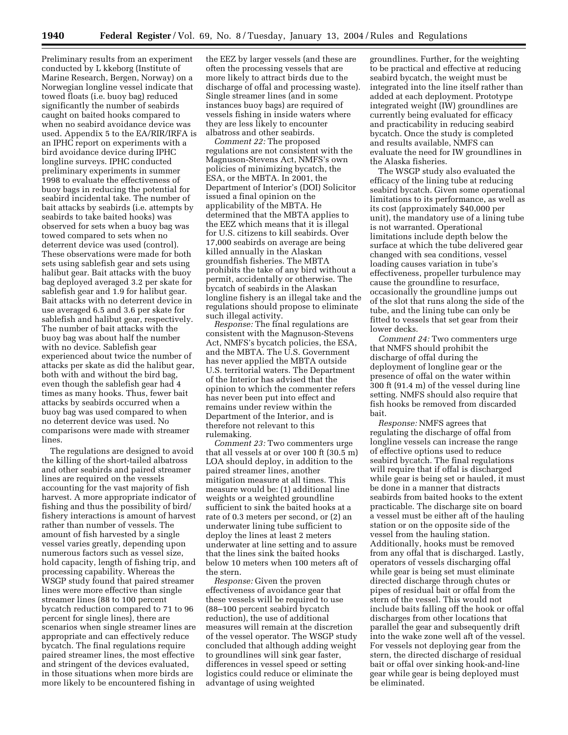Preliminary results from an experiment conducted by L kkeborg (Institute of Marine Research, Bergen, Norway) on a Norwegian longline vessel indicate that towed floats (i.e. buoy bag) reduced significantly the number of seabirds caught on baited hooks compared to when no seabird avoidance device was used. Appendix 5 to the EA/RIR/IRFA is an IPHC report on experiments with a bird avoidance device during IPHC longline surveys. IPHC conducted preliminary experiments in summer 1998 to evaluate the effectiveness of buoy bags in reducing the potential for seabird incidental take. The number of bait attacks by seabirds (i.e. attempts by seabirds to take baited hooks) was observed for sets when a buoy bag was towed compared to sets when no deterrent device was used (control). These observations were made for both sets using sablefish gear and sets using halibut gear. Bait attacks with the buoy bag deployed averaged 3.2 per skate for sablefish gear and 1.9 for halibut gear. Bait attacks with no deterrent device in use averaged 6.5 and 3.6 per skate for sablefish and halibut gear, respectively. The number of bait attacks with the buoy bag was about half the number with no device. Sablefish gear experienced about twice the number of attacks per skate as did the halibut gear, both with and without the bird bag, even though the sablefish gear had 4 times as many hooks. Thus, fewer bait attacks by seabirds occurred when a buoy bag was used compared to when no deterrent device was used. No comparisons were made with streamer lines.

The regulations are designed to avoid the killing of the short-tailed albatross and other seabirds and paired streamer lines are required on the vessels accounting for the vast majority of fish harvest. A more appropriate indicator of fishing and thus the possibility of bird/fishery interactions is amount of harvest rather than number of vessels. The amount of fish harvested by a single vessel varies greatly, depending upon numerous factors such as vessel size, hold capacity, length of fishing trip, and processing capability. Whereas the WSGP study found that paired streamer lines were more effective than single streamer lines (88 to 100 percent bycatch reduction compared to 71 to 96 percent for single lines), there are scenarios when single streamer lines are appropriate and can effectively reduce bycatch. The final regulations require paired streamer lines, the most effective and stringent of the devices evaluated, in those situations when more birds are more likely to be encountered fishing in the EEZ by larger vessels (and these are often the processing vessels that are more likely to attract birds due to the discharge of offal and processing waste). Single streamer lines (and in some instances buoy bags) are required of vessels fishing in inside waters where they are less likely to encounter albatross and other seabirds.

*Comment 22:* The proposed regulations are not consistent with the Magnuson-Stevens Act, NMFS's own policies of minimizing bycatch, the ESA, or the MBTA. In 2001, the Department of Interior's (DOI) Solicitor issued a final opinion on the applicability of the MBTA. He determined that the MBTA applies to the EEZ which means that it is illegal for U.S. citizens to kill seabirds. Over 17,000 seabirds on average are being killed annually in the Alaskan groundfish fisheries. The MBTA prohibits the take of any bird without a permit, accidentally or otherwise. The bycatch of seabirds in the Alaskan longline fishery is an illegal take and the regulations should propose to eliminate such illegal activity.

*Response:* The final regulations are consistent with the Magnuson-Stevens Act, NMFS's bycatch policies, the ESA, and the MBTA. The U.S. Government has never applied the MBTA outside U.S. territorial waters. The Department of the Interior has advised that the opinion to which the commenter refers has never been put into effect and remains under review within the Department of the Interior, and is therefore not relevant to this rulemaking.

*Comment 23:* Two commenters urge that all vessels at or over 100 ft (30.5 m) LOA should deploy, in addition to the paired streamer lines, another mitigation measure at all times. This measure would be: (1) additional line weights or a weighted groundline sufficient to sink the baited hooks at a rate of 0.3 meters per second, or (2) an underwater lining tube sufficient to deploy the lines at least 2 meters underwater at line setting and to assure that the lines sink the baited hooks below 10 meters when 100 meters aft of the stern.

*Response:* Given the proven effectiveness of avoidance gear that these vessels will be required to use (88–100 percent seabird bycatch reduction), the use of additional measures will remain at the discretion of the vessel operator. The WSGP study concluded that although adding weight to groundlines will sink gear faster, differences in vessel speed or setting logistics could reduce or eliminate the advantage of using weighted groundlines. Further, for the weighting to be practical and effective at reducing seabird bycatch, the weight must be integrated into the line itself rather than added at each deployment. Prototype integrated weight (IW) groundlines are currently being evaluated for efficacy and practicability in reducing seabird bycatch. Once the study is completed and results available, NMFS can evaluate the need for IW groundlines in the Alaska fisheries.

The WSGP study also evaluated the efficacy of the lining tube at reducing seabird bycatch. Given some operational limitations to its performance, as well as its cost (approximately $40,000 per unit), the mandatory use of a lining tube is not warranted. Operational limitations include depth below the surface at which the tube delivered gear changed with sea conditions, vessel loading causes variation in tube's effectiveness, propeller turbulence may cause the groundline to resurface, occasionally the groundline jumps out of the slot that runs along the side of the tube, and the lining tube can only be fitted to vessels that set gear from their lower decks.

*Comment 24:* Two commenters urge that NMFS should prohibit the discharge of offal during the deployment of longline gear or the presence of offal on the water within 300 ft (91.4 m) of the vessel during line setting. NMFS should also require that fish hooks be removed from discarded bait.

*Response:* NMFS agrees that regulating the discharge of offal from longline vessels can increase the range of effective options used to reduce seabird bycatch. The final regulations will require that if offal is discharged while gear is being set or hauled, it must be done in a manner that distracts seabirds from baited hooks to the extent practicable. The discharge site on board a vessel must be either aft of the hauling station or on the opposite side of the vessel from the hauling station. Additionally, hooks must be removed from any offal that is discharged. Lastly, operators of vessels discharging offal while gear is being set must eliminate directed discharge through chutes or pipes of residual bait or offal from the stern of the vessel. This would not include baits falling off the hook or offal discharges from other locations that parallel the gear and subsequently drift into the wake zone well aft of the vessel. For vessels not deploying gear from the stern, the directed discharge of residual bait or offal over sinking hook-and-line gear while gear is being deployed must be eliminated.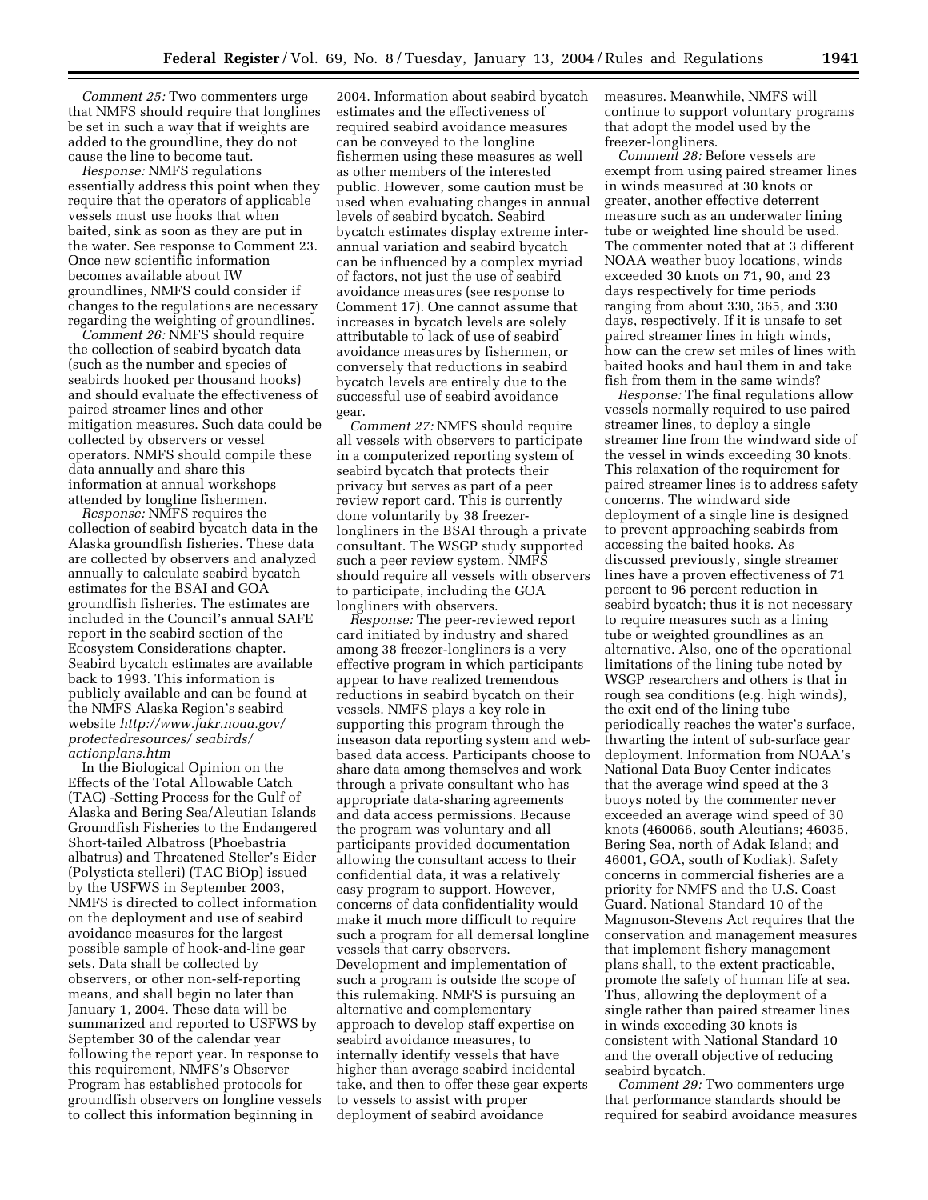*Comment 25:* Two commenters urge that NMFS should require that longlines be set in such a way that if weights are added to the groundline, they do not cause the line to become taut.

*Response:* NMFS regulations essentially address this point when they require that the operators of applicable vessels must use hooks that when baited, sink as soon as they are put in the water. See response to Comment 23. Once new scientific information becomes available about IW groundlines, NMFS could consider if changes to the regulations are necessary regarding the weighting of groundlines.

*Comment 26:* NMFS should require the collection of seabird bycatch data (such as the number and species of seabirds hooked per thousand hooks) and should evaluate the effectiveness of paired streamer lines and other mitigation measures. Such data could be collected by observers or vessel operators. NMFS should compile these data annually and share this information at annual workshops attended by longline fishermen.

*Response:* NMFS requires the collection of seabird bycatch data in the Alaska groundfish fisheries. These data are collected by observers and analyzed annually to calculate seabird bycatch estimates for the BSAI and GOA groundfish fisheries. The estimates are included in the Council's annual SAFE report in the seabird section of the Ecosystem Considerations chapter. Seabird bycatch estimates are available back to 1993. This information is publicly available and can be found at the NMFS Alaska Region's seabird website *http://www.fakr.noaa.gov/protectedresources/seabirds/actionplans.htm*

In the Biological Opinion on the Effects of the Total Allowable Catch (TAC) -Setting Process for the Gulf of Alaska and Bering Sea/Aleutian Islands Groundfish Fisheries to the Endangered Short-tailed Albatross (Phoebastria albatrus) and Threatened Steller's Eider (Polysticta stelleri) (TAC BiOp) issued by the USFWS in September 2003, NMFS is directed to collect information on the deployment and use of seabird avoidance measures for the largest possible sample of hook-and-line gear sets. Data shall be collected by observers, or other non-self-reporting means, and shall begin no later than January 1, 2004. These data will be summarized and reported to USFWS by September 30 of the calendar year following the report year. In response to this requirement, NMFS's Observer Program has established protocols for groundfish observers on longline vessels to collect this information beginning in 2004. Information about seabird bycatch estimates and the effectiveness of required seabird avoidance measures can be conveyed to the longline fishermen using these measures as well as other members of the interested public. However, some caution must be used when evaluating changes in annual levels of seabird bycatch. Seabird bycatch estimates display extreme inter-annual variation and seabird bycatch can be influenced by a complex myriad of factors, not just the use of seabird avoidance measures (see response to Comment 17). One cannot assume that increases in bycatch levels are solely attributable to lack of use of seabird avoidance measures by fishermen, or conversely that reductions in seabird bycatch levels are entirely due to the successful use of seabird avoidance gear.

*Comment 27:* NMFS should require all vessels with observers to participate in a computerized reporting system of seabird bycatch that protects their privacy but serves as part of a peer review report card. This is currently done voluntarily by 38 freezer-longliners in the BSAI through a private consultant. The WSGP study supported such a peer review system. NMFS should require all vessels with observers to participate, including the GOA longliners with observers.

*Response:* The peer-reviewed report card initiated by industry and shared among 38 freezer-longliners is a very effective program in which participants appear to have realized tremendous reductions in seabird bycatch on their vessels. NMFS plays a key role in supporting this program through the inseason data reporting system and web-based data access. Participants choose to share data among themselves and work through a private consultant who has appropriate data-sharing agreements and data access permissions. Because the program was voluntary and all participants provided documentation allowing the consultant access to their confidential data, it was a relatively easy program to support. However, concerns of data confidentiality would make it much more difficult to require such a program for all demersal longline vessels that carry observers. Development and implementation of such a program is outside the scope of this rulemaking. NMFS is pursuing an alternative and complementary approach to develop staff expertise on seabird avoidance measures, to internally identify vessels that have higher than average seabird incidental take, and then to offer these gear experts to vessels to assist with proper deployment of seabird avoidance measures. Meanwhile, NMFS will continue to support voluntary programs that adopt the model used by the freezer-longliners.

*Comment 28:* Before vessels are exempt from using paired streamer lines in winds measured at 30 knots or greater, another effective deterrent measure such as an underwater lining tube or weighted line should be used. The commenter noted that at 3 different NOAA weather buoy locations, winds exceeded 30 knots on 71, 90, and 23 days respectively for time periods ranging from about 330, 365, and 330 days, respectively. If it is unsafe to set paired streamer lines in high winds, how can the crew set miles of lines with baited hooks and haul them in and take fish from them in the same winds?

*Response:* The final regulations allow vessels normally required to use paired streamer lines, to deploy a single streamer line from the windward side of the vessel in winds exceeding 30 knots. This relaxation of the requirement for paired streamer lines is to address safety concerns. The windward side deployment of a single line is designed to prevent approaching seabirds from accessing the baited hooks. As discussed previously, single streamer lines have a proven effectiveness of 71 percent to 96 percent reduction in seabird bycatch; thus it is not necessary to require measures such as a lining tube or weighted groundlines as an alternative. Also, one of the operational limitations of the lining tube noted by WSGP researchers and others is that in rough sea conditions (e.g. high winds), the exit end of the lining tube periodically reaches the water's surface, thwarting the intent of sub-surface gear deployment. Information from NOAA's National Data Buoy Center indicates that the average wind speed at the 3 buoys noted by the commenter never exceeded an average wind speed of 30 knots (460066, south Aleutians; 46035, Bering Sea, north of Adak Island; and 46001, GOA, south of Kodiak). Safety concerns in commercial fisheries are a priority for NMFS and the U.S. Coast Guard. National Standard 10 of the Magnuson-Stevens Act requires that the conservation and management measures that implement fishery management plans shall, to the extent practicable, promote the safety of human life at sea. Thus, allowing the deployment of a single rather than paired streamer lines in winds exceeding 30 knots is consistent with National Standard 10 and the overall objective of reducing seabird bycatch.

*Comment 29:* Two commenters urge that performance standards should be required for seabird avoidance measures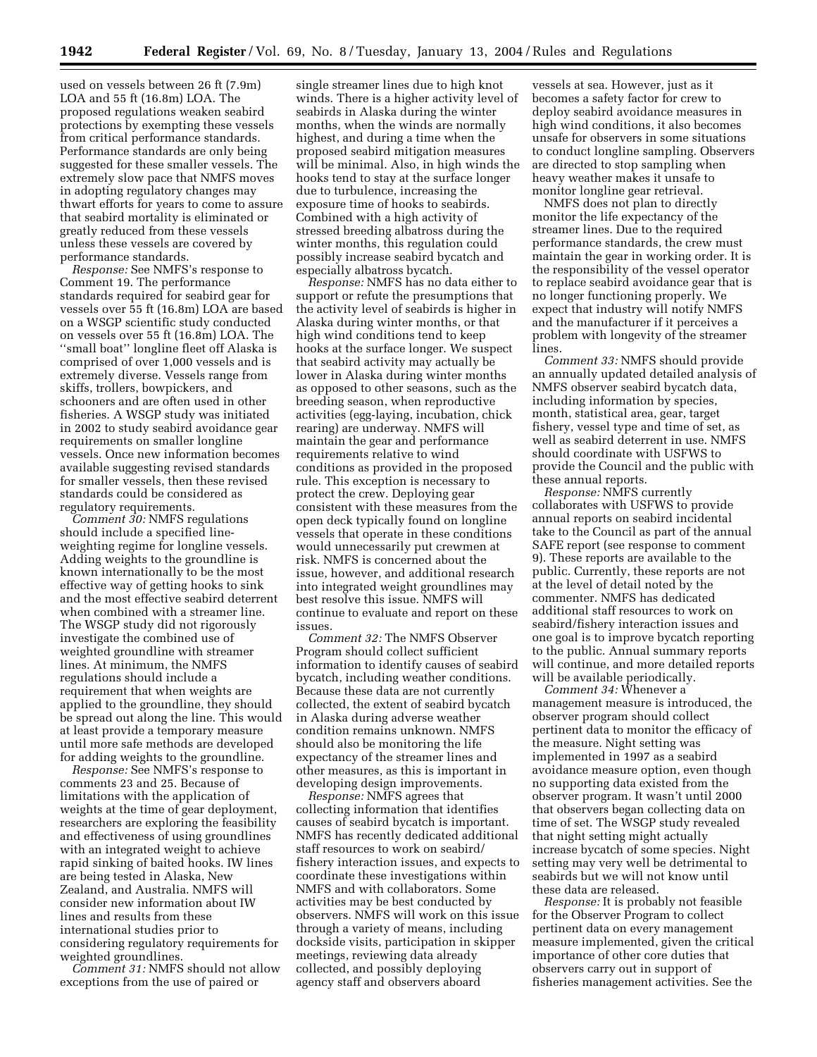used on vessels between 26 ft (7.9m) LOA and 55 ft (16.8m) LOA. The proposed regulations weaken seabird protections by exempting these vessels from critical performance standards. Performance standards are only being suggested for these smaller vessels. The extremely slow pace that NMFS moves in adopting regulatory changes may thwart efforts for years to come to assure that seabird mortality is eliminated or greatly reduced from these vessels unless these vessels are covered by performance standards.

*Response:* See NMFS's response to Comment 19. The performance standards required for seabird gear for vessels over 55 ft (16.8m) LOA are based on a WSGP scientific study conducted on vessels over 55 ft (16.8m) LOA. The ''small boat'' longline fleet off Alaska is comprised of over 1,000 vessels and is extremely diverse. Vessels range from skiffs, trollers, bowpickers, and schooners and are often used in other fisheries. A WSGP study was initiated in 2002 to study seabird avoidance gear requirements on smaller longline vessels. Once new information becomes available suggesting revised standards for smaller vessels, then these revised standards could be considered as regulatory requirements.

*Comment 30:* NMFS regulations should include a specified line-weighting regime for longline vessels. Adding weights to the groundline is known internationally to be the most effective way of getting hooks to sink and the most effective seabird deterrent when combined with a streamer line. The WSGP study did not rigorously investigate the combined use of weighted groundline with streamer lines. At minimum, the NMFS regulations should include a requirement that when weights are applied to the groundline, they should be spread out along the line. This would at least provide a temporary measure until more safe methods are developed for adding weights to the groundline.

*Response:* See NMFS's response to comments 23 and 25. Because of limitations with the application of weights at the time of gear deployment, researchers are exploring the feasibility and effectiveness of using groundlines with an integrated weight to achieve rapid sinking of baited hooks. IW lines are being tested in Alaska, New Zealand, and Australia. NMFS will consider new information about IW lines and results from these international studies prior to considering regulatory requirements for weighted groundlines.

*Comment 31:* NMFS should not allow exceptions from the use of paired or single streamer lines due to high knot winds. There is a higher activity level of seabirds in Alaska during the winter months, when the winds are normally highest, and during a time when the proposed seabird mitigation measures will be minimal. Also, in high winds the hooks tend to stay at the surface longer due to turbulence, increasing the exposure time of hooks to seabirds. Combined with a high activity of stressed breeding albatross during the winter months, this regulation could possibly increase seabird bycatch and especially albatross bycatch.

*Response:* NMFS has no data either to support or refute the presumptions that the activity level of seabirds is higher in Alaska during winter months, or that high wind conditions tend to keep hooks at the surface longer. We suspect that seabird activity may actually be lower in Alaska during winter months as opposed to other seasons, such as the breeding season, when reproductive activities (egg-laying, incubation, chick rearing) are underway. NMFS will maintain the gear and performance requirements relative to wind conditions as provided in the proposed rule. This exception is necessary to protect the crew. Deploying gear consistent with these measures from the open deck typically found on longline vessels that operate in these conditions would unnecessarily put crewmen at risk. NMFS is concerned about the issue, however, and additional research into integrated weight groundlines may best resolve this issue. NMFS will continue to evaluate and report on these issues.

*Comment 32:* The NMFS Observer Program should collect sufficient information to identify causes of seabird bycatch, including weather conditions. Because these data are not currently collected, the extent of seabird bycatch in Alaska during adverse weather condition remains unknown. NMFS should also be monitoring the life expectancy of the streamer lines and other measures, as this is important in developing design improvements.

*Response:* NMFS agrees that collecting information that identifies causes of seabird bycatch is important. NMFS has recently dedicated additional staff resources to work on seabird/fishery interaction issues, and expects to coordinate these investigations within NMFS and with collaborators. Some activities may be best conducted by observers. NMFS will work on this issue through a variety of means, including dockside visits, participation in skipper meetings, reviewing data already collected, and possibly deploying agency staff and observers aboard vessels at sea. However, just as it becomes a safety factor for crew to deploy seabird avoidance measures in high wind conditions, it also becomes unsafe for observers in some situations to conduct longline sampling. Observers are directed to stop sampling when heavy weather makes it unsafe to monitor longline gear retrieval.

NMFS does not plan to directly monitor the life expectancy of the streamer lines. Due to the required performance standards, the crew must maintain the gear in working order. It is the responsibility of the vessel operator to replace seabird avoidance gear that is no longer functioning properly. We expect that industry will notify NMFS and the manufacturer if it perceives a problem with longevity of the streamer lines.

*Comment 33:* NMFS should provide an annually updated detailed analysis of NMFS observer seabird bycatch data, including information by species, month, statistical area, gear, target fishery, vessel type and time of set, as well as seabird deterrent in use. NMFS should coordinate with USFWS to provide the Council and the public with these annual reports.

*Response:* NMFS currently collaborates with USFWS to provide annual reports on seabird incidental take to the Council as part of the annual SAFE report (see response to comment 9). These reports are available to the public. Currently, these reports are not at the level of detail noted by the commenter. NMFS has dedicated additional staff resources to work on seabird/fishery interaction issues and one goal is to improve bycatch reporting to the public. Annual summary reports will continue, and more detailed reports will be available periodically.

*Comment 34:* Whenever a management measure is introduced, the observer program should collect pertinent data to monitor the efficacy of the measure. Night setting was implemented in 1997 as a seabird avoidance measure option, even though no supporting data existed from the observer program. It wasn't until 2000 that observers began collecting data on time of set. The WSGP study revealed that night setting might actually increase bycatch of some species. Night setting may very well be detrimental to seabirds but we will not know until these data are released.

*Response:* It is probably not feasible for the Observer Program to collect pertinent data on every management measure implemented, given the critical importance of other core duties that observers carry out in support of fisheries management activities. See the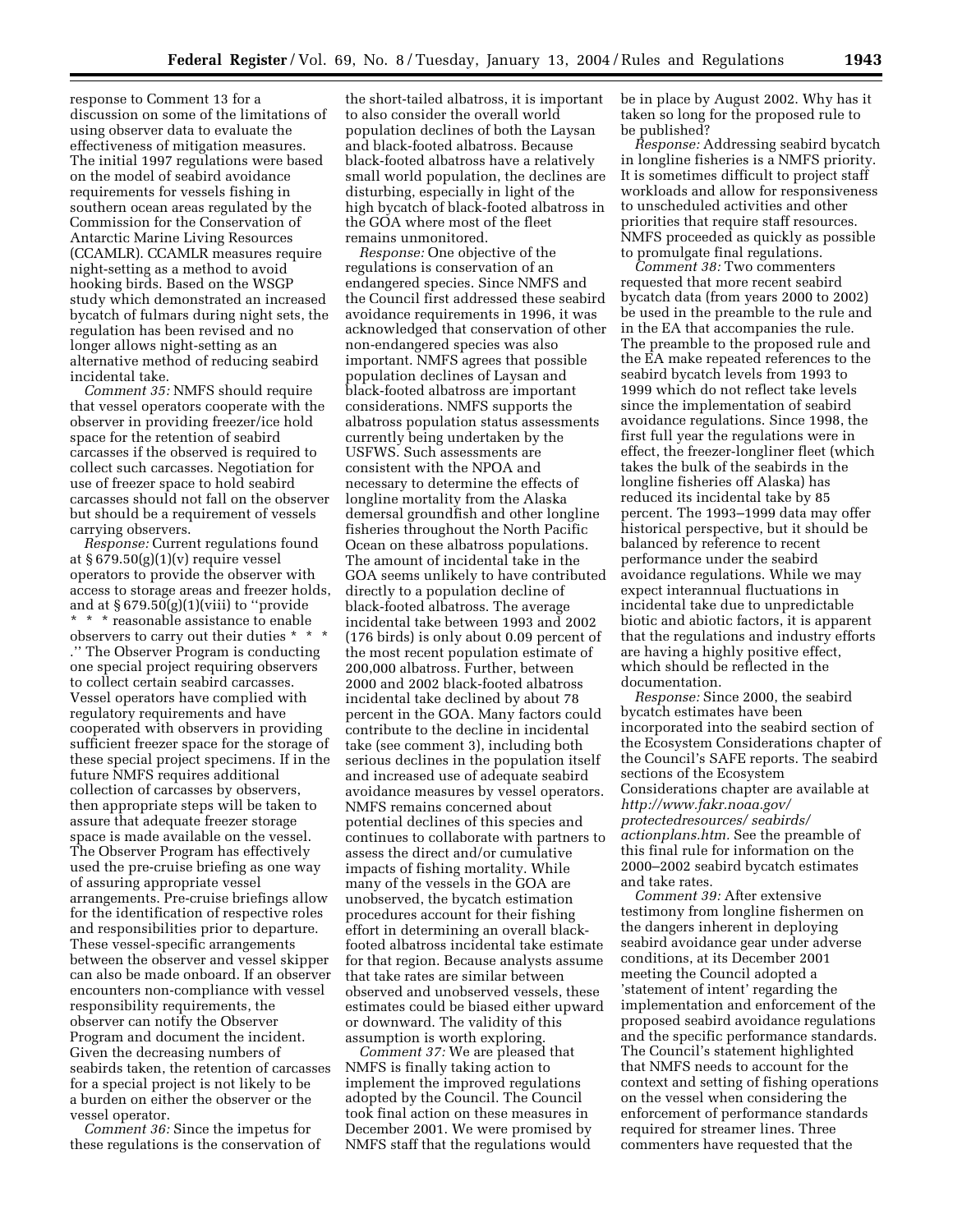response to Comment 13 for a discussion on some of the limitations of using observer data to evaluate the effectiveness of mitigation measures. The initial 1997 regulations were based on the model of seabird avoidance requirements for vessels fishing in southern ocean areas regulated by the Commission for the Conservation of Antarctic Marine Living Resources (CCAMLR). CCAMLR measures require night-setting as a method to avoid hooking birds. Based on the WSGP study which demonstrated an increased bycatch of fulmars during night sets, the regulation has been revised and no longer allows night-setting as an alternative method of reducing seabird incidental take.

*Comment 35:* NMFS should require that vessel operators cooperate with the observer in providing freezer/ice hold space for the retention of seabird carcasses if the observed is required to collect such carcasses. Negotiation for use of freezer space to hold seabird carcasses should not fall on the observer but should be a requirement of vessels carrying observers.

*Response:* Current regulations found at § 679.50(g)(1)(v) require vessel operators to provide the observer with access to storage areas and freezer holds, and at § 679.50(g)(1)(viii) to ''provide * * * reasonable assistance to enable observers to carry out their duties * * * .'' The Observer Program is conducting one special project requiring observers to collect certain seabird carcasses. Vessel operators have complied with regulatory requirements and have cooperated with observers in providing sufficient freezer space for the storage of these special project specimens. If in the future NMFS requires additional collection of carcasses by observers, then appropriate steps will be taken to assure that adequate freezer storage space is made available on the vessel. The Observer Program has effectively used the pre-cruise briefing as one way of assuring appropriate vessel arrangements. Pre-cruise briefings allow for the identification of respective roles and responsibilities prior to departure. These vessel-specific arrangements between the observer and vessel skipper can also be made onboard. If an observer encounters non-compliance with vessel responsibility requirements, the observer can notify the Observer Program and document the incident. Given the decreasing numbers of seabirds taken, the retention of carcasses for a special project is not likely to be a burden on either the observer or the vessel operator.

*Comment 36:* Since the impetus for these regulations is the conservation of the short-tailed albatross, it is important to also consider the overall world population declines of both the Laysan and black-footed albatross. Because black-footed albatross have a relatively small world population, the declines are disturbing, especially in light of the high bycatch of black-footed albatross in the GOA where most of the fleet remains unmonitored.

*Response:* One objective of the regulations is conservation of an endangered species. Since NMFS and the Council first addressed these seabird avoidance requirements in 1996, it was acknowledged that conservation of other non-endangered species was also important. NMFS agrees that possible population declines of Laysan and black-footed albatross are important considerations. NMFS supports the albatross population status assessments currently being undertaken by the USFWS. Such assessments are consistent with the NPOA and necessary to determine the effects of longline mortality from the Alaska demersal groundfish and other longline fisheries throughout the North Pacific Ocean on these albatross populations. The amount of incidental take in the GOA seems unlikely to have contributed directly to a population decline of black-footed albatross. The average incidental take between 1993 and 2002 (176 birds) is only about 0.09 percent of the most recent population estimate of 200,000 albatross. Further, between 2000 and 2002 black-footed albatross incidental take declined by about 78 percent in the GOA. Many factors could contribute to the decline in incidental take (see comment 3), including both serious declines in the population itself and increased use of adequate seabird avoidance measures by vessel operators. NMFS remains concerned about potential declines of this species and continues to collaborate with partners to assess the direct and/or cumulative impacts of fishing mortality. While many of the vessels in the GOA are unobserved, the bycatch estimation procedures account for their fishing effort in determining an overall black-footed albatross incidental take estimate for that region. Because analysts assume that take rates are similar between observed and unobserved vessels, these estimates could be biased either upward or downward. The validity of this assumption is worth exploring.

*Comment 37:* We are pleased that NMFS is finally taking action to implement the improved regulations adopted by the Council. The Council took final action on these measures in December 2001. We were promised by NMFS staff that the regulations would be in place by August 2002. Why has it taken so long for the proposed rule to be published?

*Response:* Addressing seabird bycatch in longline fisheries is a NMFS priority. It is sometimes difficult to project staff workloads and allow for responsiveness to unscheduled activities and other priorities that require staff resources. NMFS proceeded as quickly as possible to promulgate final regulations.

*Comment 38:* Two commenters requested that more recent seabird bycatch data (from years 2000 to 2002) be used in the preamble to the rule and in the EA that accompanies the rule. The preamble to the proposed rule and the EA make repeated references to the seabird bycatch levels from 1993 to 1999 which do not reflect take levels since the implementation of seabird avoidance regulations. Since 1998, the first full year the regulations were in effect, the freezer-longliner fleet (which takes the bulk of the seabirds in the longline fisheries off Alaska) has reduced its incidental take by 85 percent. The 1993–1999 data may offer historical perspective, but it should be balanced by reference to recent performance under the seabird avoidance regulations. While we may expect interannual fluctuations in incidental take due to unpredictable biotic and abiotic factors, it is apparent that the regulations and industry efforts are having a highly positive effect, which should be reflected in the documentation.

*Response:* Since 2000, the seabird bycatch estimates have been incorporated into the seabird section of the Ecosystem Considerations chapter of the Council's SAFE reports. The seabird sections of the Ecosystem Considerations chapter are available at *http://www.fakr.noaa.gov/protectedresources/seabirds/actionplans.htm.* See the preamble of this final rule for information on the 2000–2002 seabird bycatch estimates and take rates.

*Comment 39:* After extensive testimony from longline fishermen on the dangers inherent in deploying seabird avoidance gear under adverse conditions, at its December 2001 meeting the Council adopted a 'statement of intent' regarding the implementation and enforcement of the proposed seabird avoidance regulations and the specific performance standards. The Council's statement highlighted that NMFS needs to account for the context and setting of fishing operations on the vessel when considering the enforcement of performance standards required for streamer lines. Three commenters have requested that the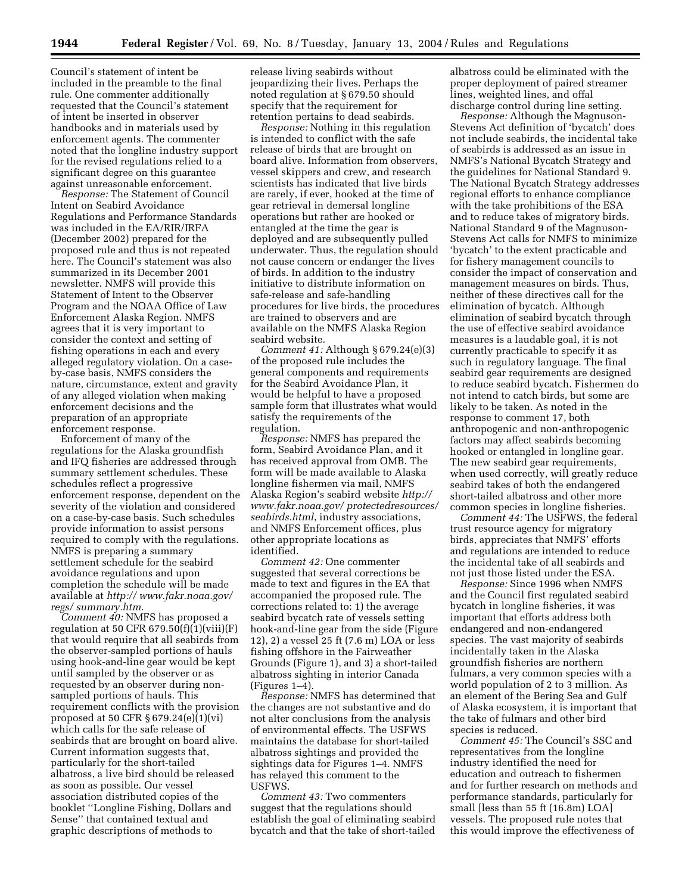Council's statement of intent be included in the preamble to the final rule. One commenter additionally requested that the Council's statement of intent be inserted in observer handbooks and in materials used by enforcement agents. The commenter noted that the longline industry support for the revised regulations relied to a significant degree on this guarantee against unreasonable enforcement.

*Response:* The Statement of Council Intent on Seabird Avoidance Regulations and Performance Standards was included in the EA/RIR/IRFA (December 2002) prepared for the proposed rule and thus is not repeated here. The Council's statement was also summarized in its December 2001 newsletter. NMFS will provide this Statement of Intent to the Observer Program and the NOAA Office of Law Enforcement Alaska Region. NMFS agrees that it is very important to consider the context and setting of fishing operations in each and every alleged regulatory violation. On a case-by-case basis, NMFS considers the nature, circumstance, extent and gravity of any alleged violation when making enforcement decisions and the preparation of an appropriate enforcement response.

Enforcement of many of the regulations for the Alaska groundfish and IFQ fisheries are addressed through summary settlement schedules. These schedules reflect a progressive enforcement response, dependent on the severity of the violation and considered on a case-by-case basis. Such schedules provide information to assist persons required to comply with the regulations. NMFS is preparing a summary settlement schedule for the seabird avoidance regulations and upon completion the schedule will be made available at *http:// www.fakr.noaa.gov/ regs/ summary.htm.*

*Comment 40:* NMFS has proposed a regulation at 50 CFR 679.50(f)(1)(viii)(F) that would require that all seabirds from the observer-sampled portions of hauls using hook-and-line gear would be kept until sampled by the observer or as requested by an observer during non-sampled portions of hauls. This requirement conflicts with the provision proposed at 50 CFR § 679.24(e)(1)(vi) which calls for the safe release of seabirds that are brought on board alive. Current information suggests that, particularly for the short-tailed albatross, a live bird should be released as soon as possible. Our vessel association distributed copies of the booklet ''Longline Fishing, Dollars and Sense'' that contained textual and graphic descriptions of methods to release living seabirds without jeopardizing their lives. Perhaps the noted regulation at § 679.50 should specify that the requirement for retention pertains to dead seabirds.

*Response:* Nothing in this regulation is intended to conflict with the safe release of birds that are brought on board alive. Information from observers, vessel skippers and crew, and research scientists has indicated that live birds are rarely, if ever, hooked at the time of gear retrieval in demersal longline operations but rather are hooked or entangled at the time the gear is deployed and are subsequently pulled underwater. Thus, the regulation should not cause concern or endanger the lives of birds. In addition to the industry initiative to distribute information on safe-release and safe-handling procedures for live birds, the procedures are trained to observers and are available on the NMFS Alaska Region seabird website.

*Comment 41:* Although § 679.24(e)(3) of the proposed rule includes the general components and requirements for the Seabird Avoidance Plan, it would be helpful to have a proposed sample form that illustrates what would satisfy the requirements of the regulation.

*Response:* NMFS has prepared the form, Seabird Avoidance Plan, and it has received approval from OMB. The form will be made available to Alaska longline fishermen via mail, NMFS Alaska Region's seabird website *http:// www.fakr.noaa.gov/ protectedresources/ seabirds.html*, industry associations, and NMFS Enforcement offices, plus other appropriate locations as identified.

*Comment 42:* One commenter suggested that several corrections be made to text and figures in the EA that accompanied the proposed rule. The corrections related to: 1) the average seabird bycatch rate of vessels setting hook-and-line gear from the side (Figure 12), 2) a vessel 25 ft (7.6 m) LOA or less fishing offshore in the Fairweather Grounds (Figure 1), and 3) a short-tailed albatross sighting in interior Canada (Figures 1–4).

*Response:* NMFS has determined that the changes are not substantive and do not alter conclusions from the analysis of environmental effects. The USFWS maintains the database for short-tailed albatross sightings and provided the sightings data for Figures 1–4. NMFS has relayed this comment to the USFWS.

*Comment 43:* Two commenters suggest that the regulations should establish the goal of eliminating seabird bycatch and that the take of short-tailed albatross could be eliminated with the proper deployment of paired streamer lines, weighted lines, and offal discharge control during line setting.

*Response:* Although the Magnuson-Stevens Act definition of 'bycatch' does not include seabirds, the incidental take of seabirds is addressed as an issue in NMFS's National Bycatch Strategy and the guidelines for National Standard 9. The National Bycatch Strategy addresses regional efforts to enhance compliance with the take prohibitions of the ESA and to reduce takes of migratory birds. National Standard 9 of the Magnuson-Stevens Act calls for NMFS to minimize 'bycatch' to the extent practicable and for fishery management councils to consider the impact of conservation and management measures on birds. Thus, neither of these directives call for the elimination of bycatch. Although elimination of seabird bycatch through the use of effective seabird avoidance measures is a laudable goal, it is not currently practicable to specify it as such in regulatory language. The final seabird gear requirements are designed to reduce seabird bycatch. Fishermen do not intend to catch birds, but some are likely to be taken. As noted in the response to comment 17, both anthropogenic and non-anthropogenic factors may affect seabirds becoming hooked or entangled in longline gear. The new seabird gear requirements, when used correctly, will greatly reduce seabird takes of both the endangered short-tailed albatross and other more common species in longline fisheries.

*Comment 44:* The USFWS, the federal trust resource agency for migratory birds, appreciates that NMFS' efforts and regulations are intended to reduce the incidental take of all seabirds and not just those listed under the ESA.

*Response:* Since 1996 when NMFS and the Council first regulated seabird bycatch in longline fisheries, it was important that efforts address both endangered and non-endangered species. The vast majority of seabirds incidentally taken in the Alaska groundfish fisheries are northern fulmars, a very common species with a world population of 2 to 3 million. As an element of the Bering Sea and Gulf of Alaska ecosystem, it is important that the take of fulmars and other bird species is reduced.

*Comment 45:* The Council's SSC and representatives from the longline industry identified the need for education and outreach to fishermen and for further research on methods and performance standards, particularly for small [less than 55 ft (16.8m) LOA] vessels. The proposed rule notes that this would improve the effectiveness of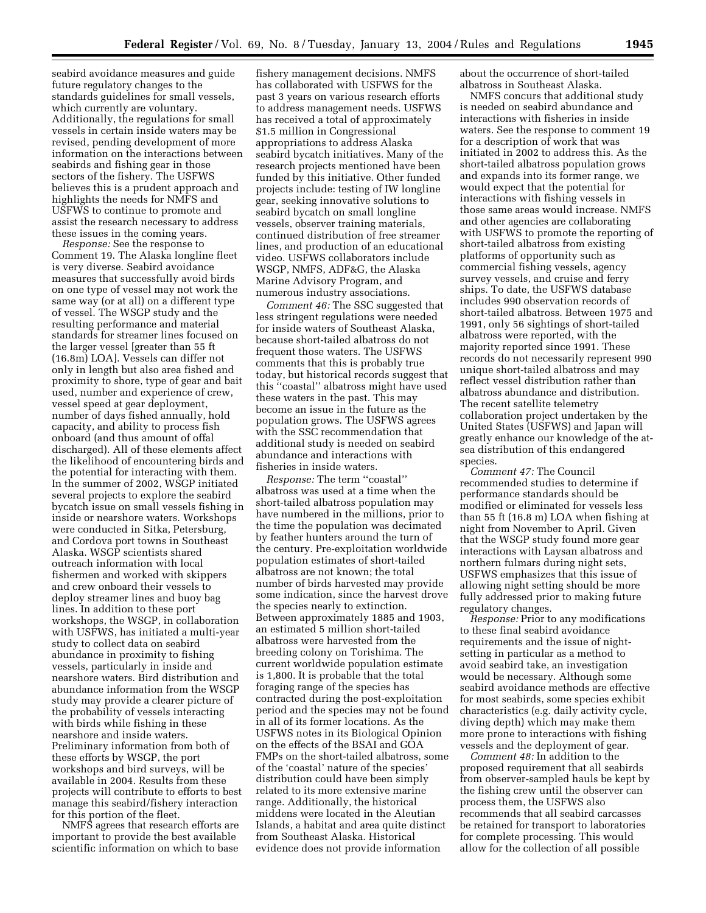seabird avoidance measures and guide future regulatory changes to the standards guidelines for small vessels, which currently are voluntary. Additionally, the regulations for small vessels in certain inside waters may be revised, pending development of more information on the interactions between seabirds and fishing gear in those sectors of the fishery. The USFWS believes this is a prudent approach and highlights the needs for NMFS and USFWS to continue to promote and assist the research necessary to address these issues in the coming years.

*Response:* See the response to Comment 19. The Alaska longline fleet is very diverse. Seabird avoidance measures that successfully avoid birds on one type of vessel may not work the same way (or at all) on a different type of vessel. The WSGP study and the resulting performance and material standards for streamer lines focused on the larger vessel [greater than 55 ft (16.8m) LOA]. Vessels can differ not only in length but also area fished and proximity to shore, type of gear and bait used, number and experience of crew, vessel speed at gear deployment, number of days fished annually, hold capacity, and ability to process fish onboard (and thus amount of offal discharged). All of these elements affect the likelihood of encountering birds and the potential for interacting with them. In the summer of 2002, WSGP initiated several projects to explore the seabird bycatch issue on small vessels fishing in inside or nearshore waters. Workshops were conducted in Sitka, Petersburg, and Cordova port towns in Southeast Alaska. WSGP scientists shared outreach information with local fishermen and worked with skippers and crew onboard their vessels to deploy streamer lines and buoy bag lines. In addition to these port workshops, the WSGP, in collaboration with USFWS, has initiated a multi-year study to collect data on seabird abundance in proximity to fishing vessels, particularly in inside and nearshore waters. Bird distribution and abundance information from the WSGP study may provide a clearer picture of the probability of vessels interacting with birds while fishing in these nearshore and inside waters. Preliminary information from both of these efforts by WSGP, the port workshops and bird surveys, will be available in 2004. Results from these projects will contribute to efforts to best manage this seabird/fishery interaction for this portion of the fleet.

NMFS agrees that research efforts are important to provide the best available scientific information on which to base fishery management decisions. NMFS has collaborated with USFWS for the past 3 years on various research efforts to address management needs. USFWS has received a total of approximately $1.5 million in Congressional appropriations to address Alaska seabird bycatch initiatives. Many of the research projects mentioned have been funded by this initiative. Other funded projects include: testing of IW longline gear, seeking innovative solutions to seabird bycatch on small longline vessels, observer training materials, continued distribution of free streamer lines, and production of an educational video. USFWS collaborators include WSGP, NMFS, ADF&G, the Alaska Marine Advisory Program, and numerous industry associations.

*Comment 46:* The SSC suggested that less stringent regulations were needed for inside waters of Southeast Alaska, because short-tailed albatross do not frequent those waters. The USFWS comments that this is probably true today, but historical records suggest that this ''coastal'' albatross might have used these waters in the past. This may become an issue in the future as the population grows. The USFWS agrees with the SSC recommendation that additional study is needed on seabird abundance and interactions with fisheries in inside waters.

*Response:* The term ''coastal'' albatross was used at a time when the short-tailed albatross population may have numbered in the millions, prior to the time the population was decimated by feather hunters around the turn of the century. Pre-exploitation worldwide population estimates of short-tailed albatross are not known; the total number of birds harvested may provide some indication, since the harvest drove the species nearly to extinction. Between approximately 1885 and 1903, an estimated 5 million short-tailed albatross were harvested from the breeding colony on Torishima. The current worldwide population estimate is 1,800. It is probable that the total foraging range of the species has contracted during the post-exploitation period and the species may not be found in all of its former locations. As the USFWS notes in its Biological Opinion on the effects of the BSAI and GOA FMPs on the short-tailed albatross, some of the 'coastal' nature of the species' distribution could have been simply related to its more extensive marine range. Additionally, the historical middens were located in the Aleutian Islands, a habitat and area quite distinct from Southeast Alaska. Historical evidence does not provide information about the occurrence of short-tailed albatross in Southeast Alaska.

NMFS concurs that additional study is needed on seabird abundance and interactions with fisheries in inside waters. See the response to comment 19 for a description of work that was initiated in 2002 to address this. As the short-tailed albatross population grows and expands into its former range, we would expect that the potential for interactions with fishing vessels in those same areas would increase. NMFS and other agencies are collaborating with USFWS to promote the reporting of short-tailed albatross from existing platforms of opportunity such as commercial fishing vessels, agency survey vessels, and cruise and ferry ships. To date, the USFWS database includes 990 observation records of short-tailed albatross. Between 1975 and 1991, only 56 sightings of short-tailed albatross were reported, with the majority reported since 1991. These records do not necessarily represent 990 unique short-tailed albatross and may reflect vessel distribution rather than albatross abundance and distribution. The recent satellite telemetry collaboration project undertaken by the United States (USFWS) and Japan will greatly enhance our knowledge of the at-sea distribution of this endangered species.

*Comment 47:* The Council recommended studies to determine if performance standards should be modified or eliminated for vessels less than 55 ft (16.8 m) LOA when fishing at night from November to April. Given that the WSGP study found more gear interactions with Laysan albatross and northern fulmars during night sets, USFWS emphasizes that this issue of allowing night setting should be more fully addressed prior to making future regulatory changes.

*Response:* Prior to any modifications to these final seabird avoidance requirements and the issue of night-setting in particular as a method to avoid seabird take, an investigation would be necessary. Although some seabird avoidance methods are effective for most seabirds, some species exhibit characteristics (e.g. daily activity cycle, diving depth) which may make them more prone to interactions with fishing vessels and the deployment of gear.

*Comment 48:* In addition to the proposed requirement that all seabirds from observer-sampled hauls be kept by the fishing crew until the observer can process them, the USFWS also recommends that all seabird carcasses be retained for transport to laboratories for complete processing. This would allow for the collection of all possible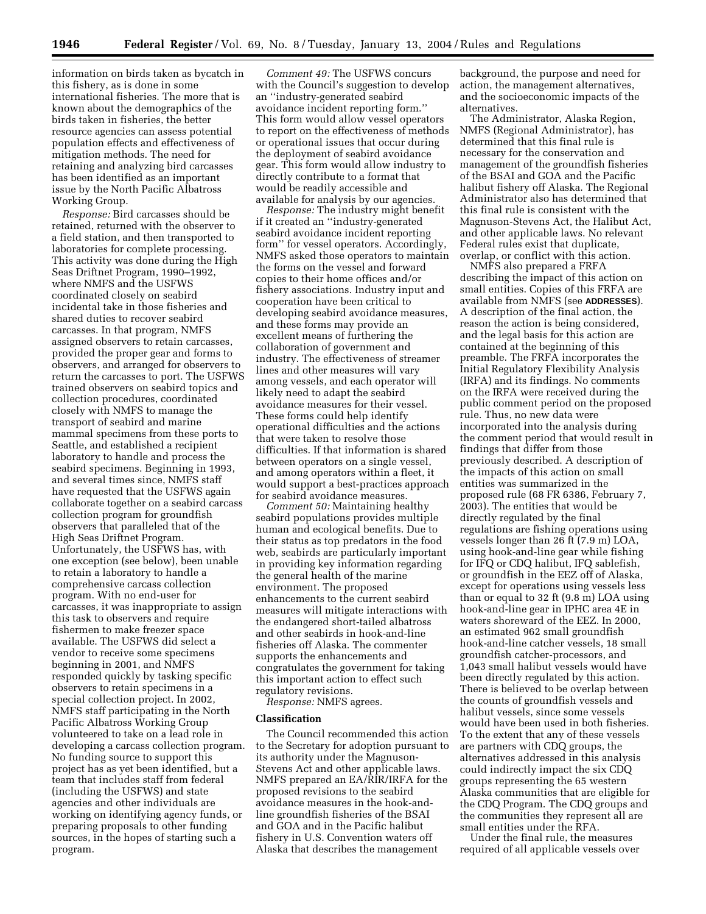information on birds taken as bycatch in this fishery, as is done in some international fisheries. The more that is known about the demographics of the birds taken in fisheries, the better resource agencies can assess potential population effects and effectiveness of mitigation methods. The need for retaining and analyzing bird carcasses has been identified as an important issue by the North Pacific Albatross Working Group.

*Response:* Bird carcasses should be retained, returned with the observer to a field station, and then transported to laboratories for complete processing. This activity was done during the High Seas Driftnet Program, 1990–1992, where NMFS and the USFWS coordinated closely on seabird incidental take in those fisheries and shared duties to recover seabird carcasses. In that program, NMFS assigned observers to retain carcasses, provided the proper gear and forms to observers, and arranged for observers to return the carcasses to port. The USFWS trained observers on seabird topics and collection procedures, coordinated closely with NMFS to manage the transport of seabird and marine mammal specimens from these ports to Seattle, and established a recipient laboratory to handle and process the seabird specimens. Beginning in 1993, and several times since, NMFS staff have requested that the USFWS again collaborate together on a seabird carcass collection program for groundfish observers that paralleled that of the High Seas Driftnet Program. Unfortunately, the USFWS has, with one exception (see below), been unable to retain a laboratory to handle a comprehensive carcass collection program. With no end-user for carcasses, it was inappropriate to assign this task to observers and require fishermen to make freezer space available. The USFWS did select a vendor to receive some specimens beginning in 2001, and NMFS responded quickly by tasking specific observers to retain specimens in a special collection project. In 2002, NMFS staff participating in the North Pacific Albatross Working Group volunteered to take on a lead role in developing a carcass collection program. No funding source to support this project has as yet been identified, but a team that includes staff from federal (including the USFWS) and state agencies and other individuals are working on identifying agency funds, or preparing proposals to other funding sources, in the hopes of starting such a program.

*Comment 49:* The USFWS concurs with the Council's suggestion to develop an ''industry-generated seabird avoidance incident reporting form.'' This form would allow vessel operators to report on the effectiveness of methods or operational issues that occur during the deployment of seabird avoidance gear. This form would allow industry to directly contribute to a format that would be readily accessible and available for analysis by our agencies.

*Response:* The industry might benefit if it created an ''industry-generated seabird avoidance incident reporting form'' for vessel operators. Accordingly, NMFS asked those operators to maintain the forms on the vessel and forward copies to their home offices and/or fishery associations. Industry input and cooperation have been critical to developing seabird avoidance measures, and these forms may provide an excellent means of furthering the collaboration of government and industry. The effectiveness of streamer lines and other measures will vary among vessels, and each operator will likely need to adapt the seabird avoidance measures for their vessel. These forms could help identify operational difficulties and the actions that were taken to resolve those difficulties. If that information is shared between operators on a single vessel, and among operators within a fleet, it would support a best-practices approach for seabird avoidance measures.

*Comment 50:* Maintaining healthy seabird populations provides multiple human and ecological benefits. Due to their status as top predators in the food web, seabirds are particularly important in providing key information regarding the general health of the marine environment. The proposed enhancements to the current seabird measures will mitigate interactions with the endangered short-tailed albatross and other seabirds in hook-and-line fisheries off Alaska. The commenter supports the enhancements and congratulates the government for taking this important action to effect such regulatory revisions.

*Response:* NMFS agrees.

## Classification

The Council recommended this action to the Secretary for adoption pursuant to its authority under the Magnuson-Stevens Act and other applicable laws. NMFS prepared an EA/RIR/IRFA for the proposed revisions to the seabird avoidance measures in the hook-and-line groundfish fisheries of the BSAI and GOA and in the Pacific halibut fishery in U.S. Convention waters off Alaska that describes the management background, the purpose and need for action, the management alternatives, and the socioeconomic impacts of the alternatives.

The Administrator, Alaska Region, NMFS (Regional Administrator), has determined that this final rule is necessary for the conservation and management of the groundfish fisheries of the BSAI and GOA and the Pacific halibut fishery off Alaska. The Regional Administrator also has determined that this final rule is consistent with the Magnuson-Stevens Act, the Halibut Act, and other applicable laws. No relevant Federal rules exist that duplicate, overlap, or conflict with this action.

NMFS also prepared a FRFA describing the impact of this action on small entities. Copies of this FRFA are available from NMFS (see **ADDRESSES**). A description of the final action, the reason the action is being considered, and the legal basis for this action are contained at the beginning of this preamble. The FRFA incorporates the Initial Regulatory Flexibility Analysis (IRFA) and its findings. No comments on the IRFA were received during the public comment period on the proposed rule. Thus, no new data were incorporated into the analysis during the comment period that would result in findings that differ from those previously described. A description of the impacts of this action on small entities was summarized in the proposed rule (68 FR 6386, February 7, 2003). The entities that would be directly regulated by the final regulations are fishing operations using vessels longer than 26 ft (7.9 m) LOA, using hook-and-line gear while fishing for IFQ or CDQ halibut, IFQ sablefish, or groundfish in the EEZ off of Alaska, except for operations using vessels less than or equal to 32 ft (9.8 m) LOA using hook-and-line gear in IPHC area 4E in waters shoreward of the EEZ. In 2000, an estimated 962 small groundfish hook-and-line catcher vessels, 18 small groundfish catcher-processors, and 1,043 small halibut vessels would have been directly regulated by this action. There is believed to be overlap between the counts of groundfish vessels and halibut vessels, since some vessels would have been used in both fisheries. To the extent that any of these vessels are partners with CDQ groups, the alternatives addressed in this analysis could indirectly impact the six CDQ groups representing the 65 western Alaska communities that are eligible for the CDQ Program. The CDQ groups and the communities they represent all are small entities under the RFA.

Under the final rule, the measures required of all applicable vessels over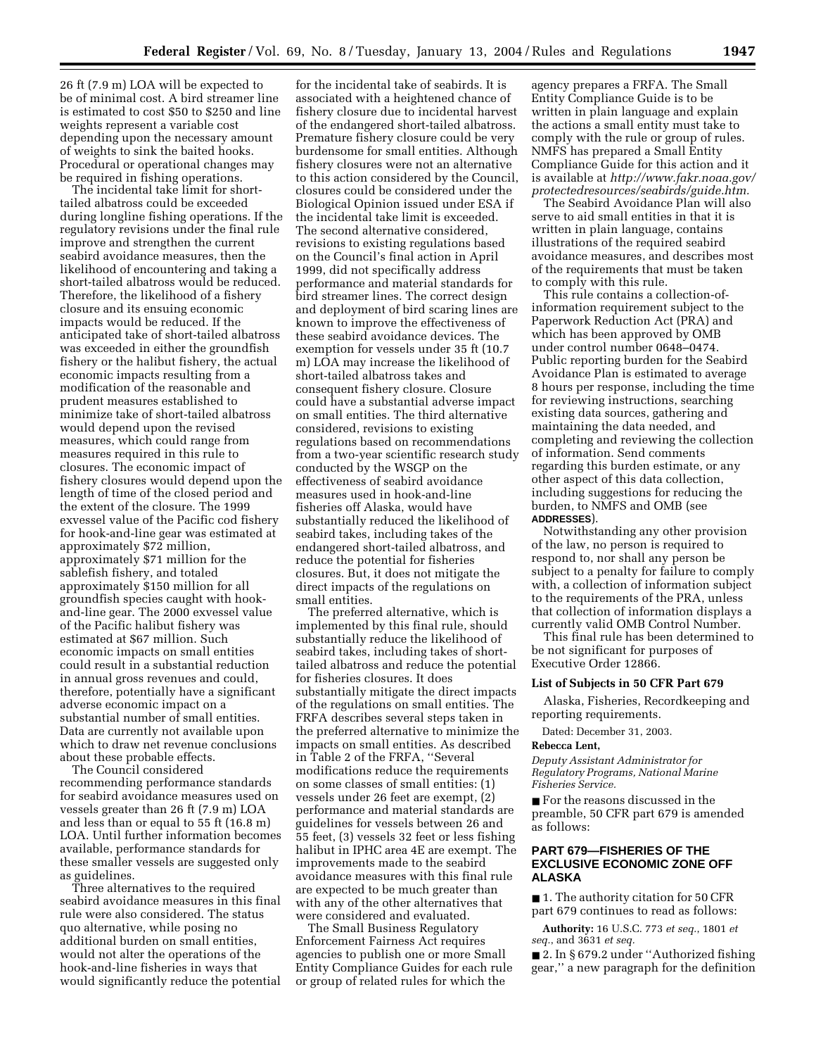26 ft (7.9 m) LOA will be expected to be of minimal cost. A bird streamer line is estimated to cost $50 to $250 and line weights represent a variable cost depending upon the necessary amount of weights to sink the baited hooks. Procedural or operational changes may be required in fishing operations.

The incidental take limit for short-tailed albatross could be exceeded during longline fishing operations. If the regulatory revisions under the final rule improve and strengthen the current seabird avoidance measures, then the likelihood of encountering and taking a short-tailed albatross would be reduced. Therefore, the likelihood of a fishery closure and its ensuing economic impacts would be reduced. If the anticipated take of short-tailed albatross was exceeded in either the groundfish fishery or the halibut fishery, the actual economic impacts resulting from a modification of the reasonable and prudent measures established to minimize take of short-tailed albatross would depend upon the revised measures, which could range from measures required in this rule to closures. The economic impact of fishery closures would depend upon the length of time of the closed period and the extent of the closure. The 1999 exvessel value of the Pacific cod fishery for hook-and-line gear was estimated at approximately $72 million, approximately $71 million for the sablefish fishery, and totaled approximately $150 million for all groundfish species caught with hook-and-line gear. The 2000 exvessel value of the Pacific halibut fishery was estimated at $67 million. Such economic impacts on small entities could result in a substantial reduction in annual gross revenues and could, therefore, potentially have a significant adverse economic impact on a substantial number of small entities. Data are currently not available upon which to draw net revenue conclusions about these probable effects.

The Council considered recommending performance standards for seabird avoidance measures used on vessels greater than 26 ft (7.9 m) LOA and less than or equal to 55 ft (16.8 m) LOA. Until further information becomes available, performance standards for these smaller vessels are suggested only as guidelines.

Three alternatives to the required seabird avoidance measures in this final rule were also considered. The status quo alternative, while posing no additional burden on small entities, would not alter the operations of the hook-and-line fisheries in ways that would significantly reduce the potential for the incidental take of seabirds. It is associated with a heightened chance of fishery closure due to incidental harvest of the endangered short-tailed albatross. Premature fishery closure could be very burdensome for small entities. Although fishery closures were not an alternative to this action considered by the Council, closures could be considered under the Biological Opinion issued under ESA if the incidental take limit is exceeded. The second alternative considered, revisions to existing regulations based on the Council's final action in April 1999, did not specifically address performance and material standards for bird streamer lines. The correct design and deployment of bird scaring lines are known to improve the effectiveness of these seabird avoidance devices. The exemption for vessels under 35 ft (10.7 m) LOA may increase the likelihood of short-tailed albatross takes and consequent fishery closure. Closure could have a substantial adverse impact on small entities. The third alternative considered, revisions to existing regulations based on recommendations from a two-year scientific research study conducted by the WSGP on the effectiveness of seabird avoidance measures used in hook-and-line fisheries off Alaska, would have substantially reduced the likelihood of seabird takes, including takes of the endangered short-tailed albatross, and reduce the potential for fisheries closures. But, it does not mitigate the direct impacts of the regulations on small entities.

The preferred alternative, which is implemented by this final rule, should substantially reduce the likelihood of seabird takes, including takes of short-tailed albatross and reduce the potential for fisheries closures. It does substantially mitigate the direct impacts of the regulations on small entities. The FRFA describes several steps taken in the preferred alternative to minimize the impacts on small entities. As described in Table 2 of the FRFA, "Several modifications reduce the requirements on some classes of small entities: (1) vessels under 26 feet are exempt, (2) performance and material standards are guidelines for vessels between 26 and 55 feet, (3) vessels 32 feet or less fishing halibut in IPHC area 4E are exempt. The improvements made to the seabird avoidance measures with this final rule are expected to be much greater than with any of the other alternatives that were considered and evaluated.

The Small Business Regulatory Enforcement Fairness Act requires agencies to publish one or more Small Entity Compliance Guides for each rule or group of related rules for which the agency prepares a FRFA. The Small Entity Compliance Guide is to be written in plain language and explain the actions a small entity must take to comply with the rule or group of rules. NMFS has prepared a Small Entity Compliance Guide for this action and it is available at *http://www.fakr.noaa.gov/protectedresources/seabirds/guide.htm.*

The Seabird Avoidance Plan will also serve to aid small entities in that it is written in plain language, contains illustrations of the required seabird avoidance measures, and describes most of the requirements that must be taken to comply with this rule.

This rule contains a collection-of-information requirement subject to the Paperwork Reduction Act (PRA) and which has been approved by OMB under control number 0648–0474. Public reporting burden for the Seabird Avoidance Plan is estimated to average 8 hours per response, including the time for reviewing instructions, searching existing data sources, gathering and maintaining the data needed, and completing and reviewing the collection of information. Send comments regarding this burden estimate, or any other aspect of this data collection, including suggestions for reducing the burden, to NMFS and OMB (see **ADDRESSES**).

Notwithstanding any other provision of the law, no person is required to respond to, nor shall any person be subject to a penalty for failure to comply with, a collection of information subject to the requirements of the PRA, unless that collection of information displays a currently valid OMB Control Number.

This final rule has been determined to be not significant for purposes of Executive Order 12866.

### List of Subjects in 50 CFR Part 679

Alaska, Fisheries, Recordkeeping and reporting requirements.

Dated: December 31, 2003.

**Rebecca Lent,**

*Deputy Assistant Administrator for Regulatory Programs, National Marine Fisheries Service.*

■ For the reasons discussed in the preamble, 50 CFR part 679 is amended as follows:

## PART 679—FISHERIES OF THE EXCLUSIVE ECONOMIC ZONE OFF ALASKA

■ 1. The authority citation for 50 CFR part 679 continues to read as follows:

**Authority:** 16 U.S.C. 773 *et seq.*, 1801 *et seq.*, and 3631 *et seq.*

■ 2. In § 679.2 under "Authorized fishing gear," a new paragraph for the definition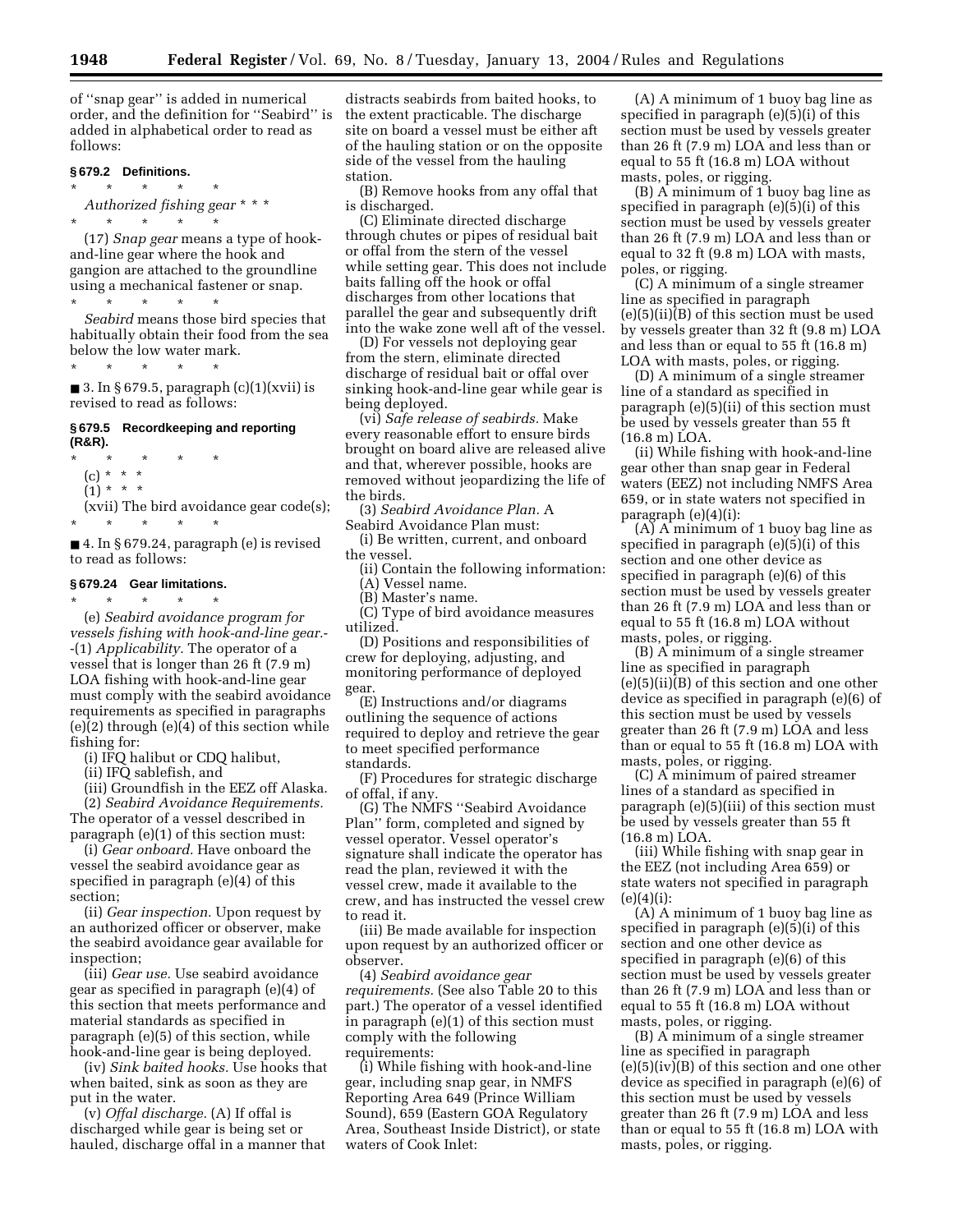of ''snap gear'' is added in numerical order, and the definition for ''Seabird'' is added in alphabetical order to read as follows:

**§ 679.2 Definitions.**

\* \* \* \* \*

*Authorized fishing gear* \* \* \*

\* \* \* \* \*

(17) *Snap gear* means a type of hook-and-line gear where the hook and gangion are attached to the groundline using a mechanical fastener or snap.

\* \* \* \* \*

*Seabird* means those bird species that habitually obtain their food from the sea below the low water mark.

\* \* \* \* \*

■ 3. In § 679.5, paragraph (c)(1)(xvii) is revised to read as follows:

**§ 679.5 Recordkeeping and reporting (R&R).**

\* \* \* \* \*

(c) \* \* \*

(1) \* \* \*

(xvii) The bird avoidance gear code(s);

\* \* \* \* \*

■ 4. In § 679.24, paragraph (e) is revised to read as follows:

**§ 679.24 Gear limitations.**

\* \* \* \* \*

(e) *Seabird avoidance program for vessels fishing with hook-and-line gear.*--(1) *Applicability.* The operator of a vessel that is longer than 26 ft (7.9 m) LOA fishing with hook-and-line gear must comply with the seabird avoidance requirements as specified in paragraphs (e)(2) through (e)(4) of this section while fishing for:

(i) IFQ halibut or CDQ halibut,

(ii) IFQ sablefish, and

(iii) Groundfish in the EEZ off Alaska.

(2) *Seabird Avoidance Requirements.* The operator of a vessel described in paragraph (e)(1) of this section must:

(i) *Gear onboard.* Have onboard the vessel the seabird avoidance gear as specified in paragraph (e)(4) of this section;

(ii) *Gear inspection.* Upon request by an authorized officer or observer, make the seabird avoidance gear available for inspection;

(iii) *Gear use.* Use seabird avoidance gear as specified in paragraph (e)(4) of this section that meets performance and material standards as specified in paragraph (e)(5) of this section, while hook-and-line gear is being deployed.

(iv) *Sink baited hooks.* Use hooks that when baited, sink as soon as they are put in the water.

(v) *Offal discharge.* (A) If offal is discharged while gear is being set or hauled, discharge offal in a manner that distracts seabirds from baited hooks, to the extent practicable. The discharge site on board a vessel must be either aft of the hauling station or on the opposite side of the vessel from the hauling station.

(B) Remove hooks from any offal that is discharged.

(C) Eliminate directed discharge through chutes or pipes of residual bait or offal from the stern of the vessel while setting gear. This does not include baits falling off the hook or offal discharges from other locations that parallel the gear and subsequently drift into the wake zone well aft of the vessel.

(D) For vessels not deploying gear from the stern, eliminate directed discharge of residual bait or offal over sinking hook-and-line gear while gear is being deployed.

(vi) *Safe release of seabirds.* Make every reasonable effort to ensure birds brought on board alive are released alive and that, wherever possible, hooks are removed without jeopardizing the life of the birds.

(3) *Seabird Avoidance Plan.* A Seabird Avoidance Plan must:

(i) Be written, current, and onboard the vessel.

(ii) Contain the following information:

(A) Vessel name.

(B) Master's name.

(C) Type of bird avoidance measures utilized.

(D) Positions and responsibilities of crew for deploying, adjusting, and monitoring performance of deployed gear.

(E) Instructions and/or diagrams outlining the sequence of actions required to deploy and retrieve the gear to meet specified performance standards.

(F) Procedures for strategic discharge of offal, if any.

(G) The NMFS ''Seabird Avoidance Plan'' form, completed and signed by vessel operator. Vessel operator's signature shall indicate the operator has read the plan, reviewed it with the vessel crew, made it available to the crew, and has instructed the vessel crew to read it.

(iii) Be made available for inspection upon request by an authorized officer or observer.

(4) *Seabird avoidance gear requirements.* (See also Table 20 to this part.) The operator of a vessel identified in paragraph (e)(1) of this section must comply with the following requirements:

(i) While fishing with hook-and-line gear, including snap gear, in NMFS Reporting Area 649 (Prince William Sound), 659 (Eastern GOA Regulatory Area, Southeast Inside District), or state waters of Cook Inlet:

(A) A minimum of 1 buoy bag line as specified in paragraph (e)(5)(i) of this section must be used by vessels greater than 26 ft (7.9 m) LOA and less than or equal to 55 ft (16.8 m) LOA without masts, poles, or rigging.

(B) A minimum of 1 buoy bag line as specified in paragraph (e)(5)(i) of this section must be used by vessels greater than 26 ft (7.9 m) LOA and less than or equal to 32 ft (9.8 m) LOA with masts, poles, or rigging.

(C) A minimum of a single streamer line as specified in paragraph (e)(5)(ii)(B) of this section must be used by vessels greater than 32 ft (9.8 m) LOA and less than or equal to 55 ft (16.8 m) LOA with masts, poles, or rigging.

(D) A minimum of a single streamer line of a standard as specified in paragraph (e)(5)(ii) of this section must be used by vessels greater than 55 ft (16.8 m) LOA.

(ii) While fishing with hook-and-line gear other than snap gear in Federal waters (EEZ) not including NMFS Area 659, or in state waters not specified in paragraph (e)(4)(i):

(A) A minimum of 1 buoy bag line as specified in paragraph (e)(5)(i) of this section and one other device as specified in paragraph (e)(6) of this section must be used by vessels greater than 26 ft (7.9 m) LOA and less than or equal to 55 ft (16.8 m) LOA without masts, poles, or rigging.

(B) A minimum of a single streamer line as specified in paragraph (e)(5)(ii)(B) of this section and one other device as specified in paragraph (e)(6) of this section must be used by vessels greater than 26 ft (7.9 m) LOA and less than or equal to 55 ft (16.8 m) LOA with masts, poles, or rigging.

(C) A minimum of paired streamer lines of a standard as specified in paragraph (e)(5)(iii) of this section must be used by vessels greater than 55 ft (16.8 m) LOA.

(iii) While fishing with snap gear in the EEZ (not including Area 659) or state waters not specified in paragraph (e)(4)(i):

(A) A minimum of 1 buoy bag line as specified in paragraph (e)(5)(i) of this section and one other device as specified in paragraph (e)(6) of this section must be used by vessels greater than 26 ft (7.9 m) LOA and less than or equal to 55 ft (16.8 m) LOA without masts, poles, or rigging.

(B) A minimum of a single streamer line as specified in paragraph (e)(5)(iv)(B) of this section and one other device as specified in paragraph (e)(6) of this section must be used by vessels greater than 26 ft (7.9 m) LOA and less than or equal to 55 ft (16.8 m) LOA with masts, poles, or rigging.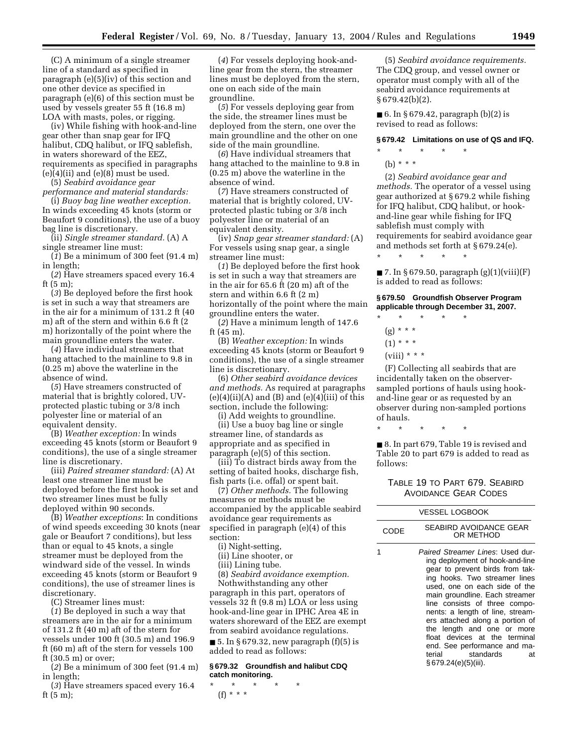(C) A minimum of a single streamer line of a standard as specified in paragraph (e)(5)(iv) of this section and one other device as specified in paragraph (e)(6) of this section must be used by vessels greater 55 ft (16.8 m) LOA with masts, poles, or rigging.

(iv) While fishing with hook-and-line gear other than snap gear for IFQ halibut, CDQ halibut, or IFQ sablefish, in waters shoreward of the EEZ, requirements as specified in paragraphs (e)(4)(ii) and (e)(8) must be used.

(5) *Seabird avoidance gear performance and material standards:*

(i) *Buoy bag line weather exception.* In winds exceeding 45 knots (storm or Beaufort 9 conditions), the use of a buoy bag line is discretionary.

(ii) *Single streamer standard.* (A) A single streamer line must:

(*1*) Be a minimum of 300 feet (91.4 m) in length;

(*2*) Have streamers spaced every 16.4 ft (5 m);

(*3*) Be deployed before the first hook is set in such a way that streamers are in the air for a minimum of 131.2 ft (40 m) aft of the stern and within 6.6 ft (2 m) horizontally of the point where the main groundline enters the water.

(*4*) Have individual streamers that hang attached to the mainline to 9.8 in (0.25 m) above the waterline in the absence of wind.

(*5*) Have streamers constructed of material that is brightly colored, UV-protected plastic tubing or 3/8 inch polyester line or material of an equivalent density.

(B) *Weather exception:* In winds exceeding 45 knots (storm or Beaufort 9 conditions), the use of a single streamer line is discretionary.

(iii) *Paired streamer standard:* (A) At least one streamer line must be deployed before the first hook is set and two streamer lines must be fully deployed within 90 seconds.

(B) *Weather exceptions*: In conditions of wind speeds exceeding 30 knots (near gale or Beaufort 7 conditions), but less than or equal to 45 knots, a single streamer must be deployed from the windward side of the vessel. In winds exceeding 45 knots (storm or Beaufort 9 conditions), the use of streamer lines is discretionary.

(C) Streamer lines must:

(*1*) Be deployed in such a way that streamers are in the air for a minimum of 131.2 ft (40 m) aft of the stern for vessels under 100 ft (30.5 m) and 196.9 ft (60 m) aft of the stern for vessels 100 ft (30.5 m) or over;

(*2*) Be a minimum of 300 feet (91.4 m) in length;

(*3*) Have streamers spaced every 16.4 ft (5 m);

(*4*) For vessels deploying hook-and-line gear from the stern, the streamer lines must be deployed from the stern, one on each side of the main groundline.

(*5*) For vessels deploying gear from the side, the streamer lines must be deployed from the stern, one over the main groundline and the other on one side of the main groundline.

(*6*) Have individual streamers that hang attached to the mainline to 9.8 in (0.25 m) above the waterline in the absence of wind.

(*7*) Have streamers constructed of material that is brightly colored, UV-protected plastic tubing or 3/8 inch polyester line or material of an equivalent density.

(iv) *Snap gear streamer standard:* (A) For vessels using snap gear, a single streamer line must:

(*1*) Be deployed before the first hook is set in such a way that streamers are in the air for 65.6 ft (20 m) aft of the stern and within 6.6 ft (2 m) horizontally of the point where the main groundline enters the water.

(*2*) Have a minimum length of 147.6 ft (45 m).

(B) *Weather exception:* In winds exceeding 45 knots (storm or Beaufort 9 conditions), the use of a single streamer line is discretionary.

(6) *Other seabird avoidance devices and methods.* As required at paragraphs (e)(4)(ii)(A) and (B) and (e)(4)(iii) of this section, include the following:

(i) Add weights to groundline.

(ii) Use a buoy bag line or single streamer line, of standards as appropriate and as specified in paragraph (e)(5) of this section.

(iii) To distract birds away from the setting of baited hooks, discharge fish, fish parts (i.e. offal) or spent bait.

(7) *Other methods.* The following measures or methods must be accompanied by the applicable seabird avoidance gear requirements as specified in paragraph (e)(4) of this section:

(i) Night-setting,

(ii) Line shooter, or

(iii) Lining tube.

(8) *Seabird avoidance exemption.* Nothwithstanding any other paragraph in this part, operators of vessels 32 ft (9.8 m) LOA or less using hook-and-line gear in IPHC Area 4E in waters shoreward of the EEZ are exempt from seabird avoidance regulations.

■ 5. In § 679.32, new paragraph (f)(5) is added to read as follows:

**§ 679.32 Groundfish and halibut CDQ catch monitoring.**

\* \* \* \* \*

(f) \* \* \*

(5) *Seabird avoidance requirements.* The CDQ group, and vessel owner or operator must comply with all of the seabird avoidance requirements at § 679.42(b)(2).

■ 6. In § 679.42, paragraph (b)(2) is revised to read as follows:

**§ 679.42 Limitations on use of QS and IFQ.**

\* \* \* \* \*

(b) \* \* \*

(2) *Seabird avoidance gear and methods.* The operator of a vessel using gear authorized at § 679.2 while fishing for IFQ halibut, CDQ halibut, or hook-and-line gear while fishing for IFQ sablefish must comply with requirements for seabird avoidance gear and methods set forth at § 679.24(e).

\* \* \* \* \*

■ 7. In § 679.50, paragraph (g)(1)(viii)(F) is added to read as follows:

**§ 679.50 Groundfish Observer Program applicable through December 31, 2007.**

\* \* \* \* \*

(g) \* \* \*

(1) \* \* \*

(viii) \* \* \*

(F) Collecting all seabirds that are incidentally taken on the observer-sampled portions of hauls using hook-and-line gear or as requested by an observer during non-sampled portions of hauls.

\* \* \* \* \*

■ 8. In part 679, Table 19 is revised and Table 20 to part 679 is added to read as follows:

TABLE 19 TO PART 679. SEABIRD AVOIDANCE GEAR CODES

| VESSEL LOGBOOK | |
|---|---|
| CODE | SEABIRD AVOIDANCE GEAR OR METHOD |
| 1 | *Paired Streamer Lines*: Used during deployment of hook-and-line gear to prevent birds from taking hooks. Two streamer lines used, one on each side of the main groundline. Each streamer line consists of three components: a length of line, streamers attached along a portion of the length and one or more float devices at the terminal end. See performance and material standards at § 679.24(e)(5)(iii). |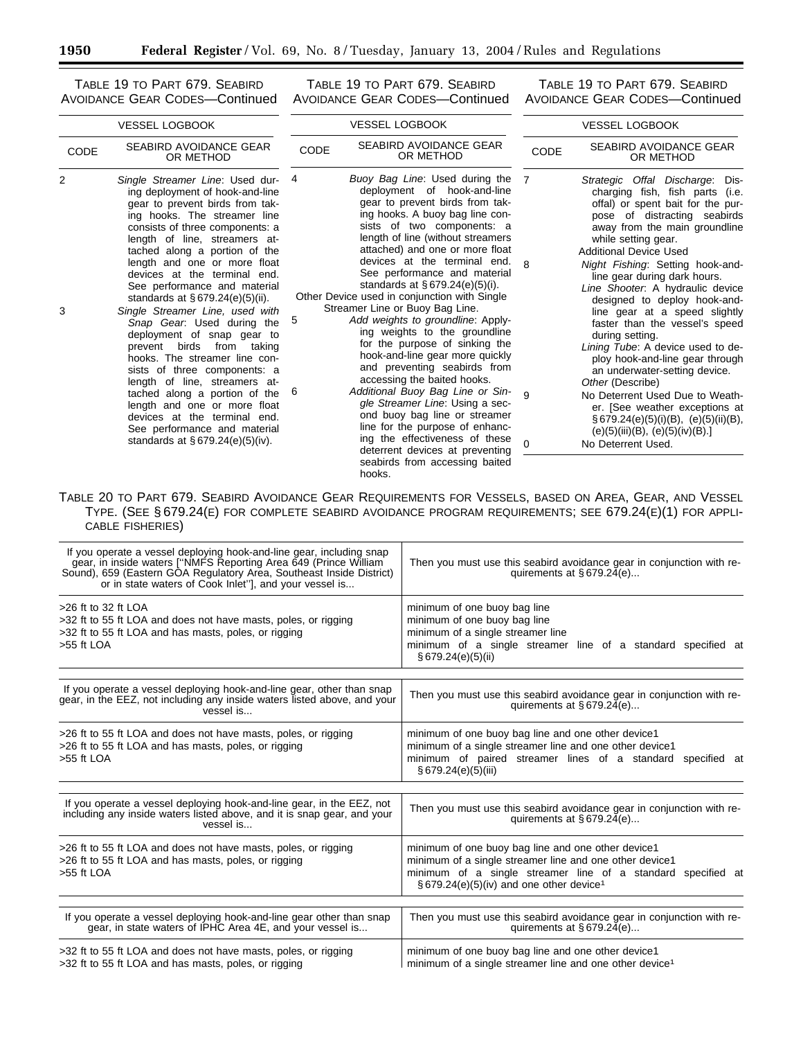TABLE 19 TO PART 679. SEABIRD AVOIDANCE GEAR CODES—Continued

| VESSEL LOGBOOK | |
|---|---|
| CODE | SEABIRD AVOIDANCE GEAR OR METHOD |
| 2 | *Single Streamer Line*: Used during deployment of hook-and-line gear to prevent birds from taking hooks. The streamer line consists of three components: a length of line, streamers attached along a portion of the length and one or more float devices at the terminal end. See performance and material standards at § 679.24(e)(5)(ii). |
| 3 | *Single Streamer Line, used with Snap Gear*: Used during the deployment of snap gear to prevent birds from taking hooks. The streamer line consists of three components: a length of line, streamers attached along a portion of the length and one or more float devices at the terminal end. See performance and material standards at § 679.24(e)(5)(iv). |
| 4 | *Buoy Bag Line*: Used during the deployment of hook-and-line gear to prevent birds from taking hooks. A buoy bag line consists of two components: a length of line (without streamers attached) and one or more float devices at the terminal end. See performance and material standards at § 679.24(e)(5)(i). |
| | Other Device used in conjunction with Single Streamer Line or Buoy Bag Line. |
| 5 | *Add weights to groundline*: Applying weights to the groundline for the purpose of sinking the hook-and-line gear more quickly and preventing seabirds from accessing the baited hooks. |
| 6 | *Additional Buoy Bag Line or Single Streamer Line*: Using a second buoy bag line or streamer line for the purpose of enhancing the effectiveness of these deterrent devices at preventing seabirds from accessing baited hooks. |
| 7 | *Strategic Offal Discharge*: Discharging fish, fish parts (i.e. offal) or spent bait for the purpose of distracting seabirds away from the main groundline while setting gear. |
| | Additional Device Used |
| 8 | *Night Fishing*: Setting hook-and-line gear during dark hours. *Line Shooter*: A hydraulic device designed to deploy hook-and-line gear at a speed slightly faster than the vessel's speed during setting. *Lining Tube*: A device used to deploy hook-and-line gear through an underwater-setting device. *Other* (Describe) |
| 9 | No Deterrent Used Due to Weather. [See weather exceptions at § 679.24(e)(5)(i)(B), (e)(5)(ii)(B), (e)(5)(iii)(B), (e)(5)(iv)(B).] |
| 0 | No Deterrent Used. |

TABLE 20 TO PART 679. SEABIRD AVOIDANCE GEAR REQUIREMENTS FOR VESSELS, BASED ON AREA, GEAR, AND VESSEL TYPE. (SEE § 679.24(E) FOR COMPLETE SEABIRD AVOIDANCE PROGRAM REQUIREMENTS; SEE 679.24(E)(1) FOR APPLICABLE FISHERIES)

| If you operate a vessel deploying hook-and-line gear, including snap gear, in inside waters [''NMFS Reporting Area 649 (Prince William Sound), 659 (Eastern GOA Regulatory Area, Southeast Inside District) or in state waters of Cook Inlet''], and your vessel is... | Then you must use this seabird avoidance gear in conjunction with requirements at § 679.24(e)... |
|---|---|
| >26 ft to 32 ft LOA | minimum of one buoy bag line |
| >32 ft to 55 ft LOA and does not have masts, poles, or rigging | minimum of one buoy bag line |
| >32 ft to 55 ft LOA and has masts, poles, or rigging | minimum of a single streamer line |
| >55 ft LOA | minimum of a single streamer line of a standard specified at § 679.24(e)(5)(ii) |

| If you operate a vessel deploying hook-and-line gear, other than snap gear, in the EEZ, not including any inside waters listed above, and your vessel is... | Then you must use this seabird avoidance gear in conjunction with requirements at § 679.24(e)... |
|---|---|
| >26 ft to 55 ft LOA and does not have masts, poles, or rigging | minimum of one buoy bag line and one other device1 |
| >26 ft to 55 ft LOA and has masts, poles, or rigging | minimum of a single streamer line and one other device1 |
| >55 ft LOA | minimum of paired streamer lines of a standard specified at § 679.24(e)(5)(iii) |

| If you operate a vessel deploying hook-and-line gear, in the EEZ, not including any inside waters listed above, and it is snap gear, and your vessel is... | Then you must use this seabird avoidance gear in conjunction with requirements at § 679.24(e)... |
|---|---|
| >26 ft to 55 ft LOA and does not have masts, poles, or rigging | minimum of one buoy bag line and one other device1 |
| >26 ft to 55 ft LOA and has masts, poles, or rigging | minimum of a single streamer line and one other device1 |
| >55 ft LOA | minimum of a single streamer line of a standard specified at § 679.24(e)(5)(iv) and one other device[1] |

| If you operate a vessel deploying hook-and-line gear other than snap gear, in state waters of IPHC Area 4E, and your vessel is... | Then you must use this seabird avoidance gear in conjunction with requirements at § 679.24(e)... |
|---|---|
| >32 ft to 55 ft LOA and does not have masts, poles, or rigging | minimum of one buoy bag line and one other device1 |
| >32 ft to 55 ft LOA and has masts, poles, or rigging | minimum of a single streamer line and one other device[1] |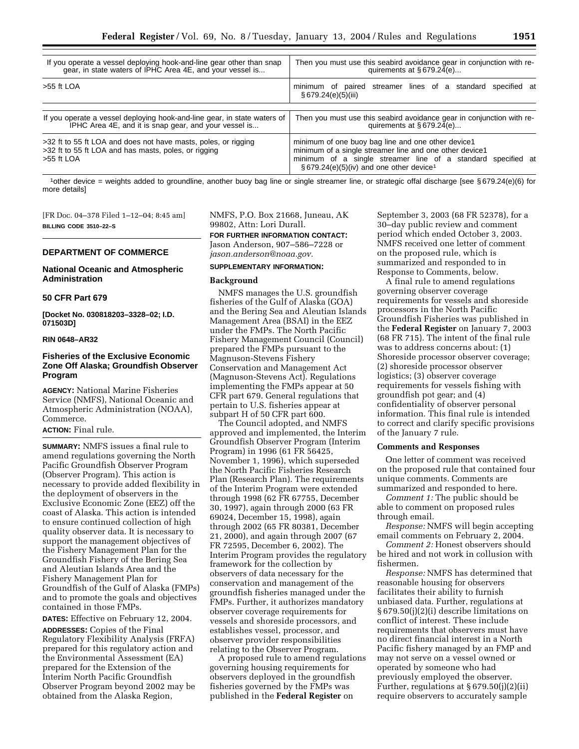| If you operate a vessel deploying hook-and-line gear other than snap gear, in state waters of IPHC Area 4E, and your vessel is... | Then you must use this seabird avoidance gear in conjunction with requirements at § 679.24(e)... |
|---|---|
| >55 ft LOA | minimum of paired streamer lines of a standard specified at § 679.24(e)(5)(iii) |

| If you operate a vessel deploying hook-and-line gear, in state waters of IPHC Area 4E, and it is snap gear, and your vessel is... | Then you must use this seabird avoidance gear in conjunction with requirements at § 679.24(e)... |
|---|---|
| >32 ft to 55 ft LOA and does not have masts, poles, or rigging | minimum of one buoy bag line and one other device1 |
| >32 ft to 55 ft LOA and has masts, poles, or rigging | minimum of a single streamer line and one other device1 |
| >55 ft LOA | minimum of a single streamer line of a standard specified at § 679.24(e)(5)(iv) and one other device[1] |

[1]other device = weights added to groundline, another buoy bag line or single streamer line, or strategic offal discharge [see § 679.24(e)(6) for more details]

[FR Doc. 04–378 Filed 1–12–04; 8:45 am]
**BILLING CODE 3510–22–S**

## DEPARTMENT OF COMMERCE

### National Oceanic and Atmospheric Administration

### 50 CFR Part 679

**[Docket No. 030818203–3328–02; I.D. 071503D]**

**RIN 0648–AR32**

### Fisheries of the Exclusive Economic Zone Off Alaska; Groundfish Observer Program

**AGENCY:** National Marine Fisheries Service (NMFS), National Oceanic and Atmospheric Administration (NOAA), Commerce.

**ACTION:** Final rule.

**SUMMARY:** NMFS issues a final rule to amend regulations governing the North Pacific Groundfish Observer Program (Observer Program). This action is necessary to provide added flexibility in the deployment of observers in the Exclusive Economic Zone (EEZ) off the coast of Alaska. This action is intended to ensure continued collection of high quality observer data. It is necessary to support the management objectives of the Fishery Management Plan for the Groundfish Fishery of the Bering Sea and Aleutian Islands Area and the Fishery Management Plan for Groundfish of the Gulf of Alaska (FMPs) and to promote the goals and objectives contained in those FMPs.

**DATES:** Effective on February 12, 2004.

**ADDRESSES:** Copies of the Final Regulatory Flexibility Analysis (FRFA) prepared for this regulatory action and the Environmental Assessment (EA) prepared for the Extension of the Interim North Pacific Groundfish Observer Program beyond 2002 may be obtained from the Alaska Region, NMFS, P.O. Box 21668, Juneau, AK 99802, Attn: Lori Durall.

**FOR FURTHER INFORMATION CONTACT:** Jason Anderson, 907–586–7228 or *jason.anderson@noaa.gov.*

**SUPPLEMENTARY INFORMATION:**

**Background**

NMFS manages the U.S. groundfish fisheries of the Gulf of Alaska (GOA) and the Bering Sea and Aleutian Islands Management Area (BSAI) in the EEZ under the FMPs. The North Pacific Fishery Management Council (Council) prepared the FMPs pursuant to the Magnuson-Stevens Fishery Conservation and Management Act (Magnuson-Stevens Act). Regulations implementing the FMPs appear at 50 CFR part 679. General regulations that pertain to U.S. fisheries appear at subpart H of 50 CFR part 600.

The Council adopted, and NMFS approved and implemented, the Interim Groundfish Observer Program (Interim Program) in 1996 (61 FR 56425, November 1, 1996), which superseded the North Pacific Fisheries Research Plan (Research Plan). The requirements of the Interim Program were extended through 1998 (62 FR 67755, December 30, 1997), again through 2000 (63 FR 69024, December 15, 1998), again through 2002 (65 FR 80381, December 21, 2000), and again through 2007 (67 FR 72595, December 6, 2002). The Interim Program provides the regulatory framework for the collection by observers of data necessary for the conservation and management of the groundfish fisheries managed under the FMPs. Further, it authorizes mandatory observer coverage requirements for vessels and shoreside processors, and establishes vessel, processor, and observer provider responsibilities relating to the Observer Program.

A proposed rule to amend regulations governing housing requirements for observers deployed in the groundfish fisheries governed by the FMPs was published in the **Federal Register** on September 3, 2003 (68 FR 52378), for a 30–day public review and comment period which ended October 3, 2003. NMFS received one letter of comment on the proposed rule, which is summarized and responded to in Response to Comments, below.

A final rule to amend regulations governing observer coverage requirements for vessels and shoreside processors in the North Pacific Groundfish Fisheries was published in the **Federal Register** on January 7, 2003 (68 FR 715). The intent of the final rule was to address concerns about: (1) Shoreside processor observer coverage; (2) shoreside processor observer logistics; (3) observer coverage requirements for vessels fishing with groundfish pot gear; and (4) confidentiality of observer personal information. This final rule is intended to correct and clarify specific provisions of the January 7 rule.

**Comments and Responses**

One letter of comment was received on the proposed rule that contained four unique comments. Comments are summarized and responded to here.

*Comment 1:* The public should be able to comment on proposed rules through email.

*Response:* NMFS will begin accepting email comments on February 2, 2004.

*Comment 2:* Honest observers should be hired and not work in collusion with fishermen.

*Response:* NMFS has determined that reasonable housing for observers facilitates their ability to furnish unbiased data. Further, regulations at § 679.50(j)(2)(i) describe limitations on conflict of interest. These include requirements that observers must have no direct financial interest in a North Pacific fishery managed by an FMP and may not serve on a vessel owned or operated by someone who had previously employed the observer. Further, regulations at § 679.50(j)(2)(ii) require observers to accurately sample